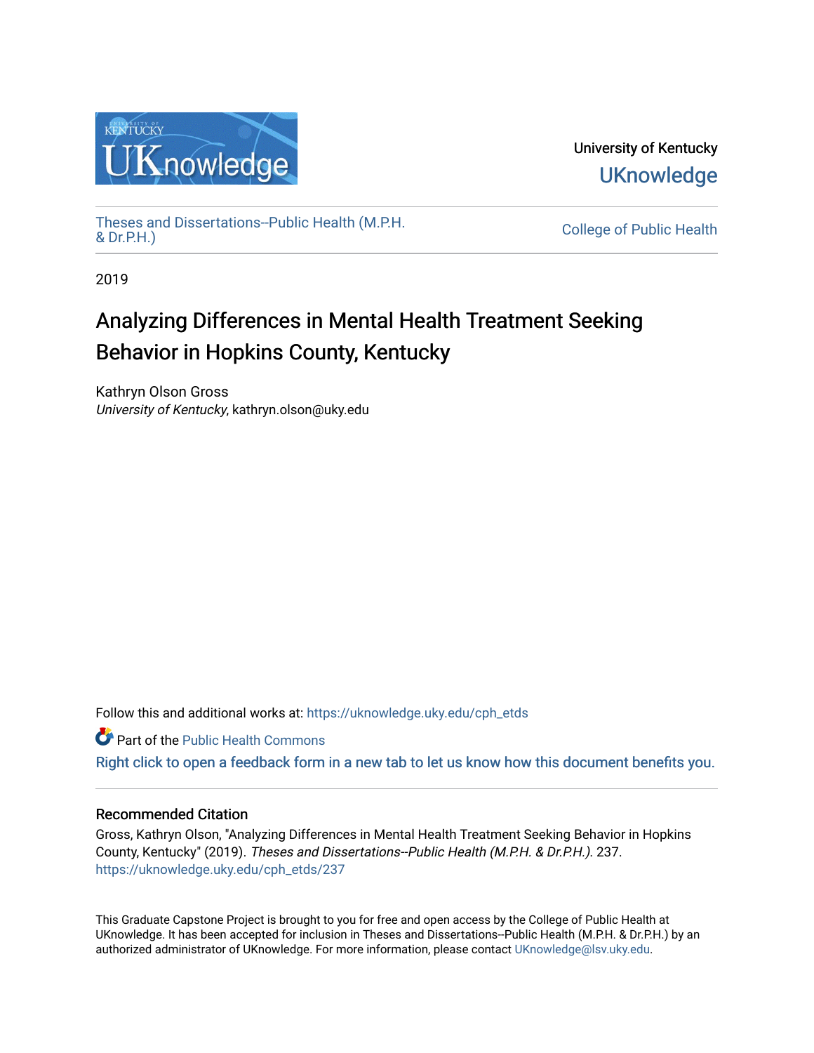University of Kentucky

UKnowledge

Theses and Dissertations--Public Health (M.P.H. & Dr.P.H.)

College of Public Health

2019

# Analyzing Differences in Mental Health Treatment Seeking Behavior in Hopkins County, Kentucky

Kathryn Olson Gross
*University of Kentucky*, kathryn.olson@uky.edu

Follow this and additional works at: https://uknowledge.uky.edu/cph_etds

Part of the Public Health Commons

Right click to open a feedback form in a new tab to let us know how this document benefits you.

## Recommended Citation

Gross, Kathryn Olson, "Analyzing Differences in Mental Health Treatment Seeking Behavior in Hopkins County, Kentucky" (2019). *Theses and Dissertations--Public Health (M.P.H. & Dr.P.H.)*. 237.
https://uknowledge.uky.edu/cph_etds/237

This Graduate Capstone Project is brought to you for free and open access by the College of Public Health at UKnowledge. It has been accepted for inclusion in Theses and Dissertations--Public Health (M.P.H. & Dr.P.H.) by an authorized administrator of UKnowledge. For more information, please contact UKnowledge@lsv.uky.edu.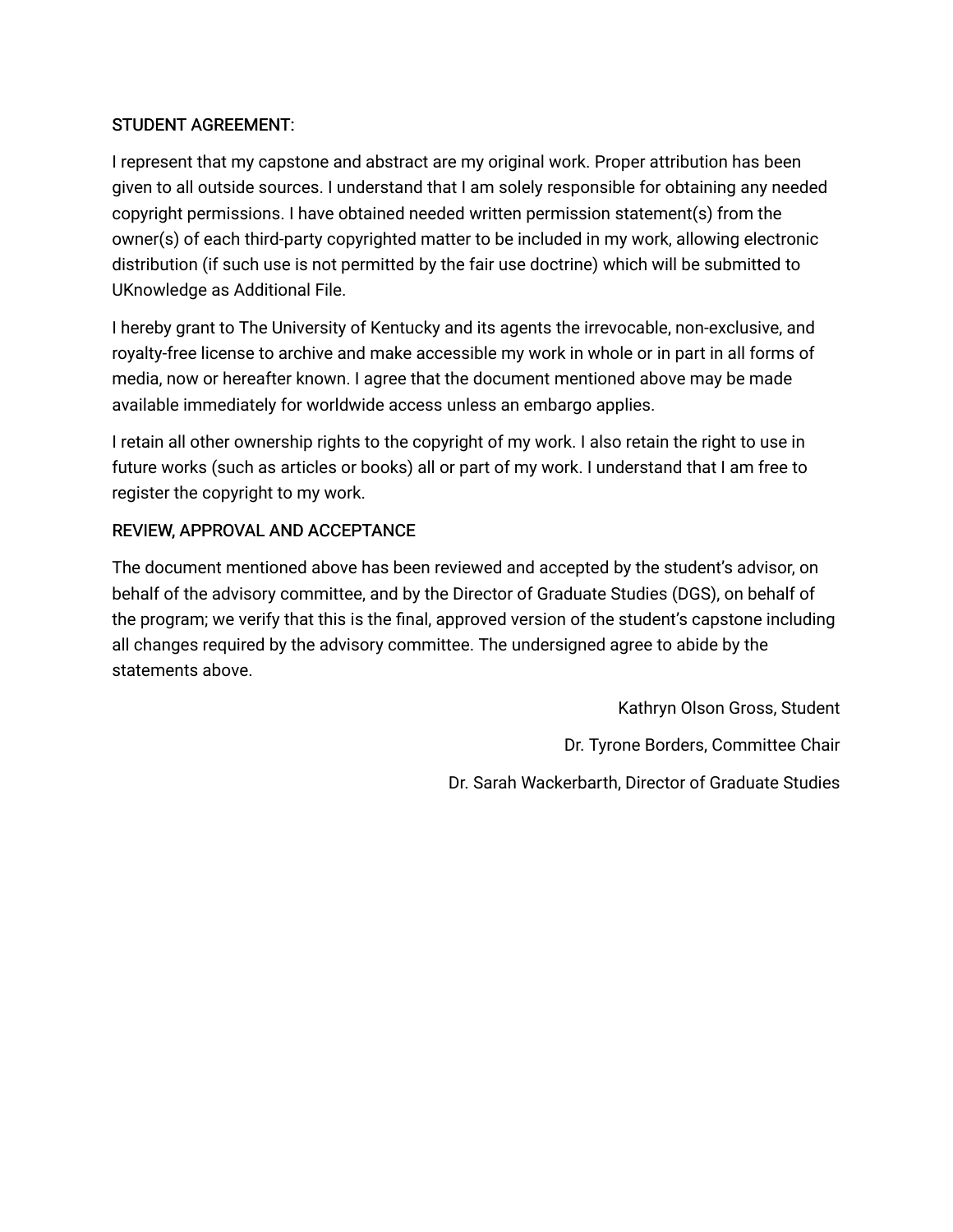STUDENT AGREEMENT:

I represent that my capstone and abstract are my original work. Proper attribution has been given to all outside sources. I understand that I am solely responsible for obtaining any needed copyright permissions. I have obtained needed written permission statement(s) from the owner(s) of each third-party copyrighted matter to be included in my work, allowing electronic distribution (if such use is not permitted by the fair use doctrine) which will be submitted to UKnowledge as Additional File.

I hereby grant to The University of Kentucky and its agents the irrevocable, non-exclusive, and royalty-free license to archive and make accessible my work in whole or in part in all forms of media, now or hereafter known. I agree that the document mentioned above may be made available immediately for worldwide access unless an embargo applies.

I retain all other ownership rights to the copyright of my work. I also retain the right to use in future works (such as articles or books) all or part of my work. I understand that I am free to register the copyright to my work.

REVIEW, APPROVAL AND ACCEPTANCE

The document mentioned above has been reviewed and accepted by the student's advisor, on behalf of the advisory committee, and by the Director of Graduate Studies (DGS), on behalf of the program; we verify that this is the final, approved version of the student's capstone including all changes required by the advisory committee. The undersigned agree to abide by the statements above.

Kathryn Olson Gross, Student

Dr. Tyrone Borders, Committee Chair

Dr. Sarah Wackerbarth, Director of Graduate Studies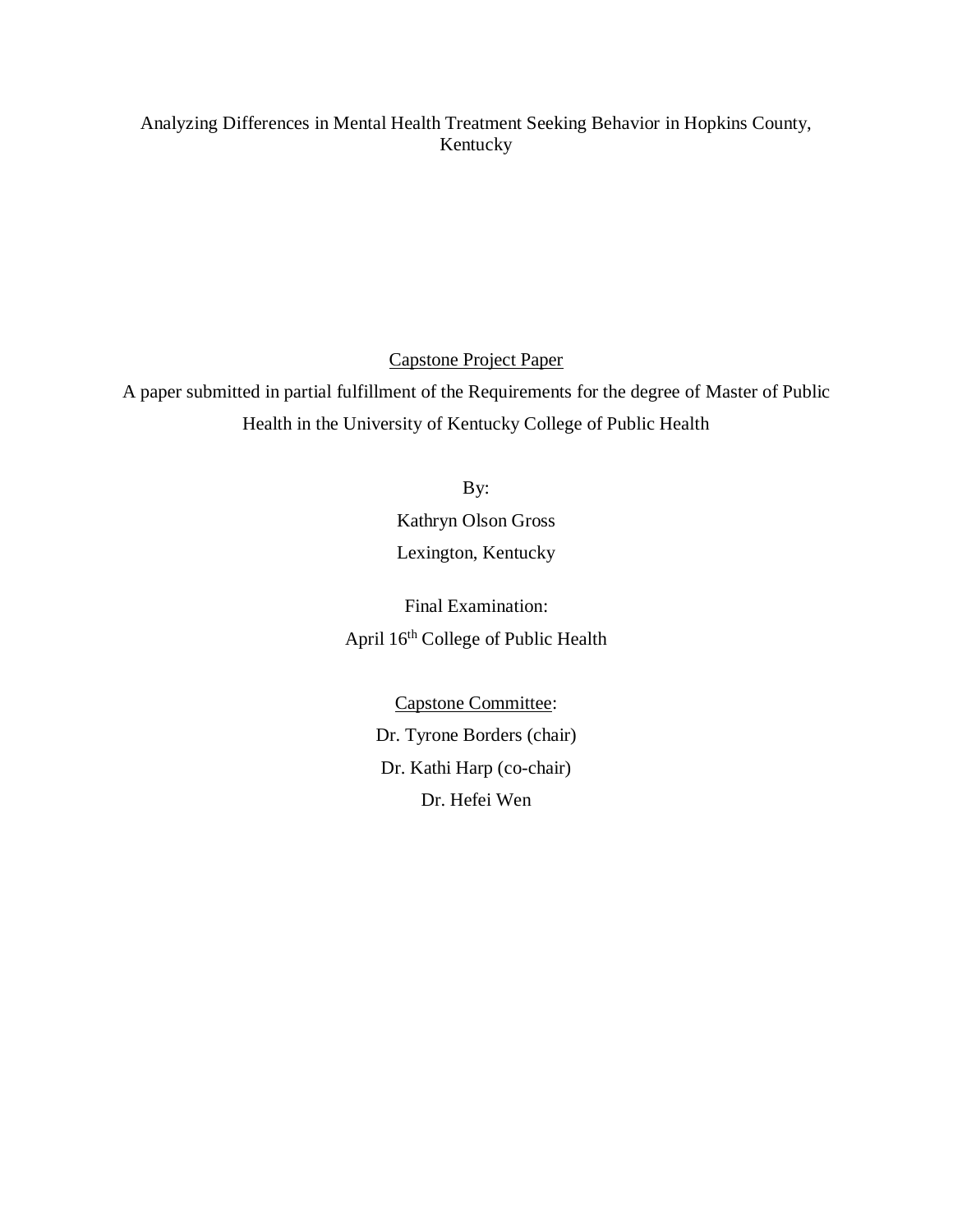# Analyzing Differences in Mental Health Treatment Seeking Behavior in Hopkins County, Kentucky

<u>Capstone Project Paper</u>

A paper submitted in partial fulfillment of the Requirements for the degree of Master of Public Health in the University of Kentucky College of Public Health

By:

Kathryn Olson Gross

Lexington, Kentucky

Final Examination:

April 16th College of Public Health

<u>Capstone Committee</u>:

Dr. Tyrone Borders (chair)

Dr. Kathi Harp (co-chair)

Dr. Hefei Wen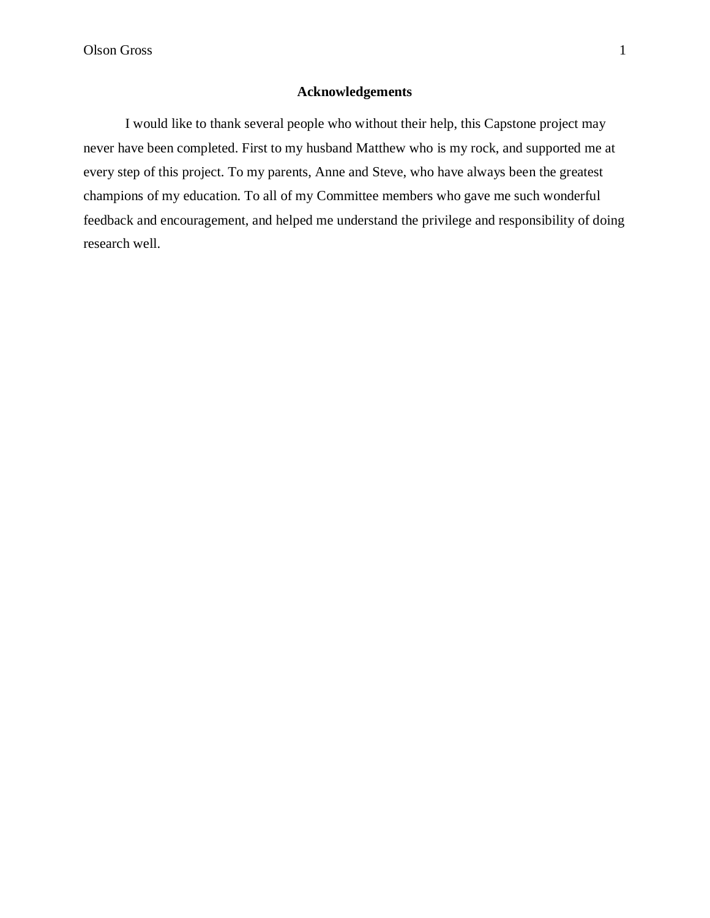## Acknowledgements

I would like to thank several people who without their help, this Capstone project may never have been completed. First to my husband Matthew who is my rock, and supported me at every step of this project. To my parents, Anne and Steve, who have always been the greatest champions of my education. To all of my Committee members who gave me such wonderful feedback and encouragement, and helped me understand the privilege and responsibility of doing research well.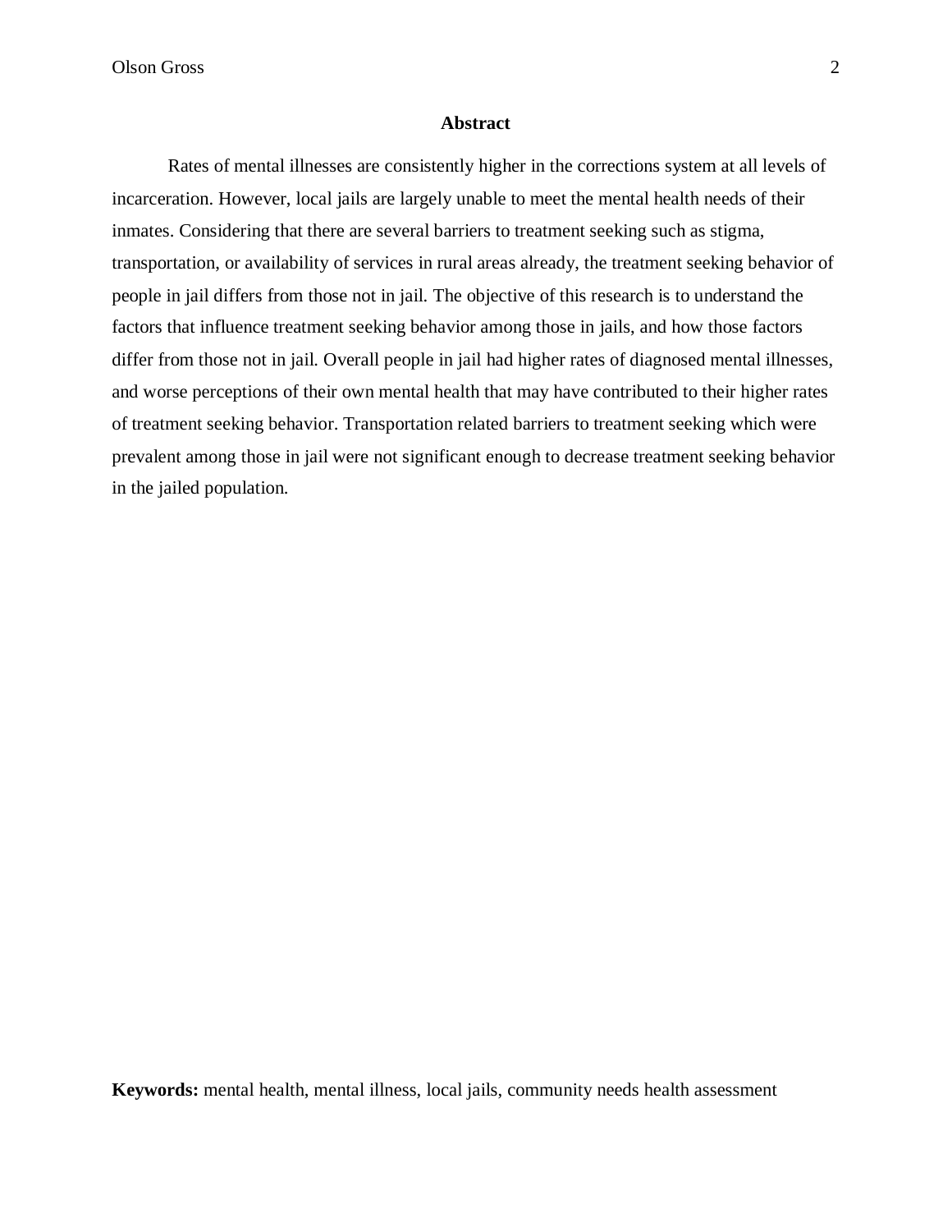## Abstract

Rates of mental illnesses are consistently higher in the corrections system at all levels of incarceration. However, local jails are largely unable to meet the mental health needs of their inmates. Considering that there are several barriers to treatment seeking such as stigma, transportation, or availability of services in rural areas already, the treatment seeking behavior of people in jail differs from those not in jail. The objective of this research is to understand the factors that influence treatment seeking behavior among those in jails, and how those factors differ from those not in jail. Overall people in jail had higher rates of diagnosed mental illnesses, and worse perceptions of their own mental health that may have contributed to their higher rates of treatment seeking behavior. Transportation related barriers to treatment seeking which were prevalent among those in jail were not significant enough to decrease treatment seeking behavior in the jailed population.

**Keywords:** mental health, mental illness, local jails, community needs health assessment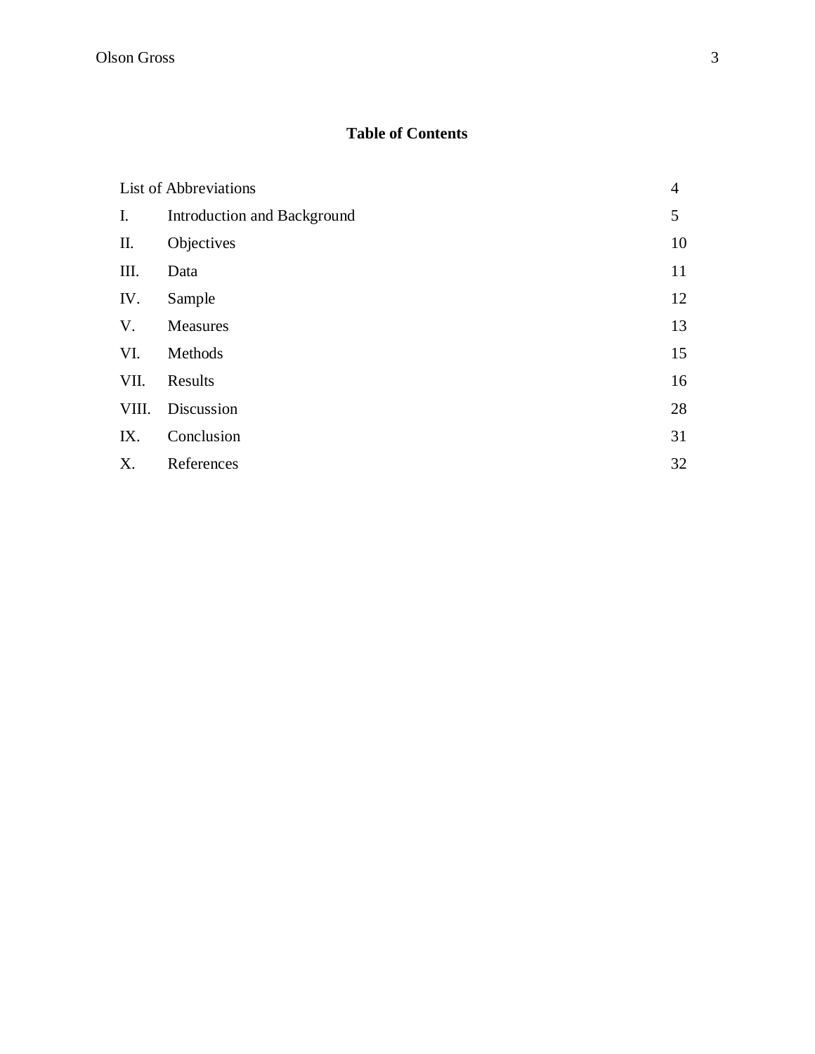## Table of Contents

| | | |
|---|---|---|
| List of Abbreviations | | 4 |
| I. | Introduction and Background | 5 |
| II. | Objectives | 10 |
| III. | Data | 11 |
| IV. | Sample | 12 |
| V. | Measures | 13 |
| VI. | Methods | 15 |
| VII. | Results | 16 |
| VIII. | Discussion | 28 |
| IX. | Conclusion | 31 |
| X. | References | 32 |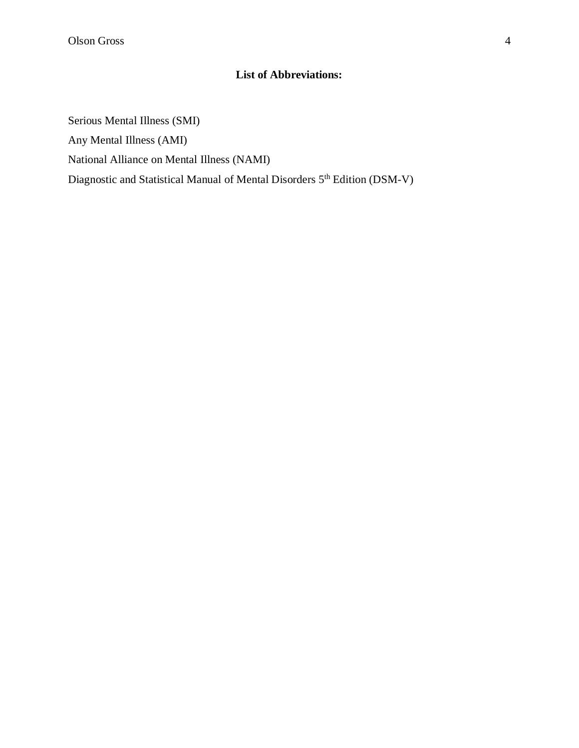**List of Abbreviations:**

Serious Mental Illness (SMI)

Any Mental Illness (AMI)

National Alliance on Mental Illness (NAMI)

Diagnostic and Statistical Manual of Mental Disorders 5th Edition (DSM-V)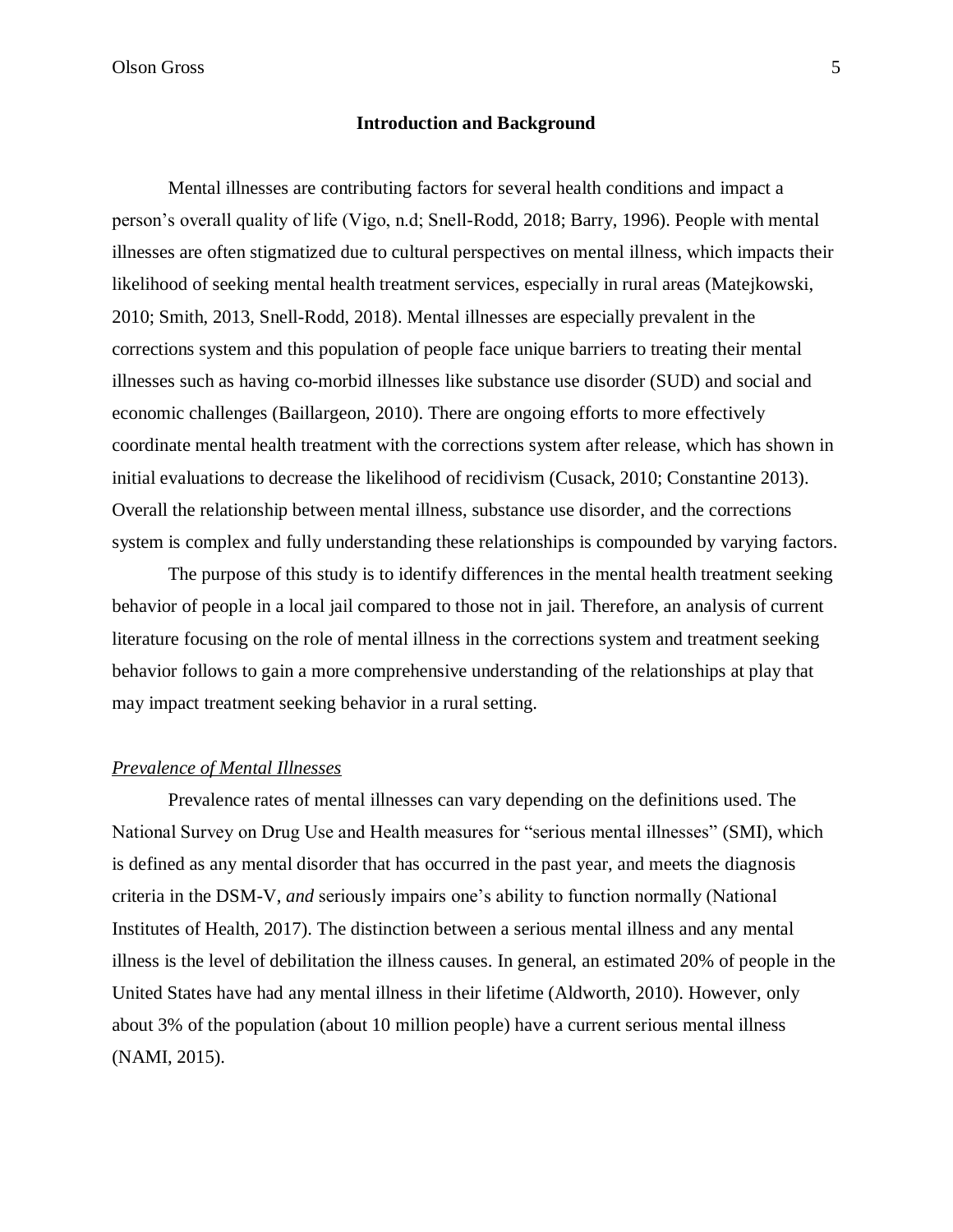## Introduction and Background

Mental illnesses are contributing factors for several health conditions and impact a person's overall quality of life (Vigo, n.d; Snell-Rodd, 2018; Barry, 1996). People with mental illnesses are often stigmatized due to cultural perspectives on mental illness, which impacts their likelihood of seeking mental health treatment services, especially in rural areas (Matejkowski, 2010; Smith, 2013, Snell-Rodd, 2018). Mental illnesses are especially prevalent in the corrections system and this population of people face unique barriers to treating their mental illnesses such as having co-morbid illnesses like substance use disorder (SUD) and social and economic challenges (Baillargeon, 2010). There are ongoing efforts to more effectively coordinate mental health treatment with the corrections system after release, which has shown in initial evaluations to decrease the likelihood of recidivism (Cusack, 2010; Constantine 2013). Overall the relationship between mental illness, substance use disorder, and the corrections system is complex and fully understanding these relationships is compounded by varying factors.

The purpose of this study is to identify differences in the mental health treatment seeking behavior of people in a local jail compared to those not in jail. Therefore, an analysis of current literature focusing on the role of mental illness in the corrections system and treatment seeking behavior follows to gain a more comprehensive understanding of the relationships at play that may impact treatment seeking behavior in a rural setting.

### *Prevalence of Mental Illnesses*

Prevalence rates of mental illnesses can vary depending on the definitions used. The National Survey on Drug Use and Health measures for "serious mental illnesses" (SMI), which is defined as any mental disorder that has occurred in the past year, and meets the diagnosis criteria in the DSM-V, *and* seriously impairs one's ability to function normally (National Institutes of Health, 2017). The distinction between a serious mental illness and any mental illness is the level of debilitation the illness causes. In general, an estimated 20% of people in the United States have had any mental illness in their lifetime (Aldworth, 2010). However, only about 3% of the population (about 10 million people) have a current serious mental illness (NAMI, 2015).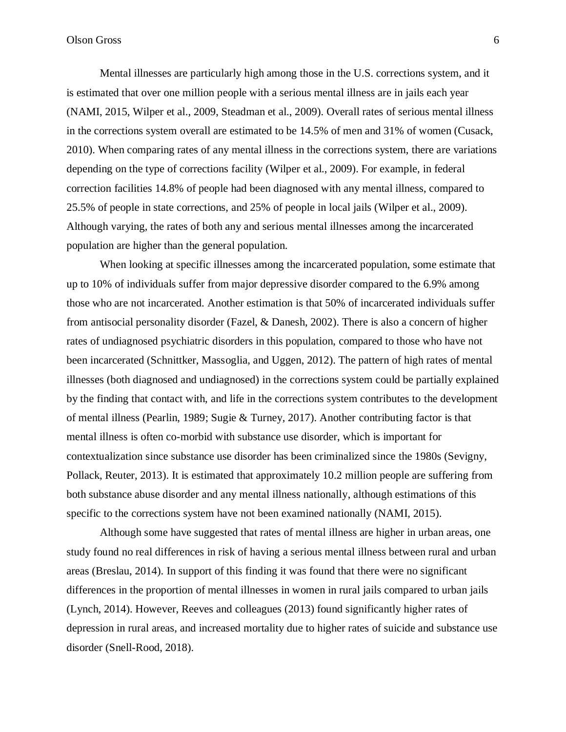Mental illnesses are particularly high among those in the U.S. corrections system, and it is estimated that over one million people with a serious mental illness are in jails each year (NAMI, 2015, Wilper et al., 2009, Steadman et al., 2009). Overall rates of serious mental illness in the corrections system overall are estimated to be 14.5% of men and 31% of women (Cusack, 2010). When comparing rates of any mental illness in the corrections system, there are variations depending on the type of corrections facility (Wilper et al., 2009). For example, in federal correction facilities 14.8% of people had been diagnosed with any mental illness, compared to 25.5% of people in state corrections, and 25% of people in local jails (Wilper et al., 2009). Although varying, the rates of both any and serious mental illnesses among the incarcerated population are higher than the general population.

When looking at specific illnesses among the incarcerated population, some estimate that up to 10% of individuals suffer from major depressive disorder compared to the 6.9% among those who are not incarcerated. Another estimation is that 50% of incarcerated individuals suffer from antisocial personality disorder (Fazel, & Danesh, 2002). There is also a concern of higher rates of undiagnosed psychiatric disorders in this population, compared to those who have not been incarcerated (Schnittker, Massoglia, and Uggen, 2012). The pattern of high rates of mental illnesses (both diagnosed and undiagnosed) in the corrections system could be partially explained by the finding that contact with, and life in the corrections system contributes to the development of mental illness (Pearlin, 1989; Sugie & Turney, 2017). Another contributing factor is that mental illness is often co-morbid with substance use disorder, which is important for contextualization since substance use disorder has been criminalized since the 1980s (Sevigny, Pollack, Reuter, 2013). It is estimated that approximately 10.2 million people are suffering from both substance abuse disorder and any mental illness nationally, although estimations of this specific to the corrections system have not been examined nationally (NAMI, 2015).

Although some have suggested that rates of mental illness are higher in urban areas, one study found no real differences in risk of having a serious mental illness between rural and urban areas (Breslau, 2014). In support of this finding it was found that there were no significant differences in the proportion of mental illnesses in women in rural jails compared to urban jails (Lynch, 2014). However, Reeves and colleagues (2013) found significantly higher rates of depression in rural areas, and increased mortality due to higher rates of suicide and substance use disorder (Snell-Rood, 2018).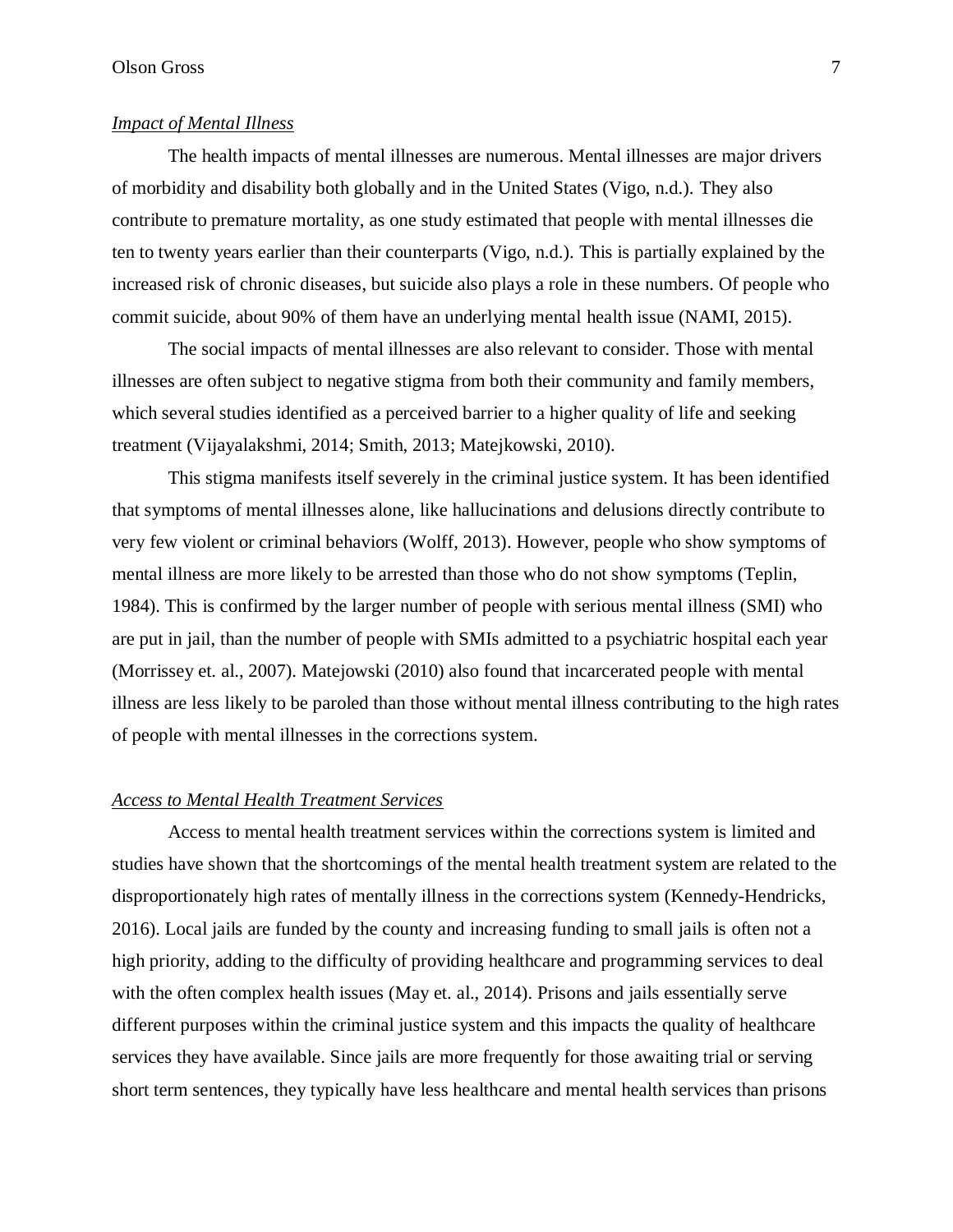*Impact of Mental Illness*

The health impacts of mental illnesses are numerous. Mental illnesses are major drivers of morbidity and disability both globally and in the United States (Vigo, n.d.). They also contribute to premature mortality, as one study estimated that people with mental illnesses die ten to twenty years earlier than their counterparts (Vigo, n.d.). This is partially explained by the increased risk of chronic diseases, but suicide also plays a role in these numbers. Of people who commit suicide, about 90% of them have an underlying mental health issue (NAMI, 2015).

The social impacts of mental illnesses are also relevant to consider. Those with mental illnesses are often subject to negative stigma from both their community and family members, which several studies identified as a perceived barrier to a higher quality of life and seeking treatment (Vijayalakshmi, 2014; Smith, 2013; Matejkowski, 2010).

This stigma manifests itself severely in the criminal justice system. It has been identified that symptoms of mental illnesses alone, like hallucinations and delusions directly contribute to very few violent or criminal behaviors (Wolff, 2013). However, people who show symptoms of mental illness are more likely to be arrested than those who do not show symptoms (Teplin, 1984). This is confirmed by the larger number of people with serious mental illness (SMI) who are put in jail, than the number of people with SMIs admitted to a psychiatric hospital each year (Morrissey et. al., 2007). Matejowski (2010) also found that incarcerated people with mental illness are less likely to be paroled than those without mental illness contributing to the high rates of people with mental illnesses in the corrections system.

*Access to Mental Health Treatment Services*

Access to mental health treatment services within the corrections system is limited and studies have shown that the shortcomings of the mental health treatment system are related to the disproportionately high rates of mentally illness in the corrections system (Kennedy-Hendricks, 2016). Local jails are funded by the county and increasing funding to small jails is often not a high priority, adding to the difficulty of providing healthcare and programming services to deal with the often complex health issues (May et. al., 2014). Prisons and jails essentially serve different purposes within the criminal justice system and this impacts the quality of healthcare services they have available. Since jails are more frequently for those awaiting trial or serving short term sentences, they typically have less healthcare and mental health services than prisons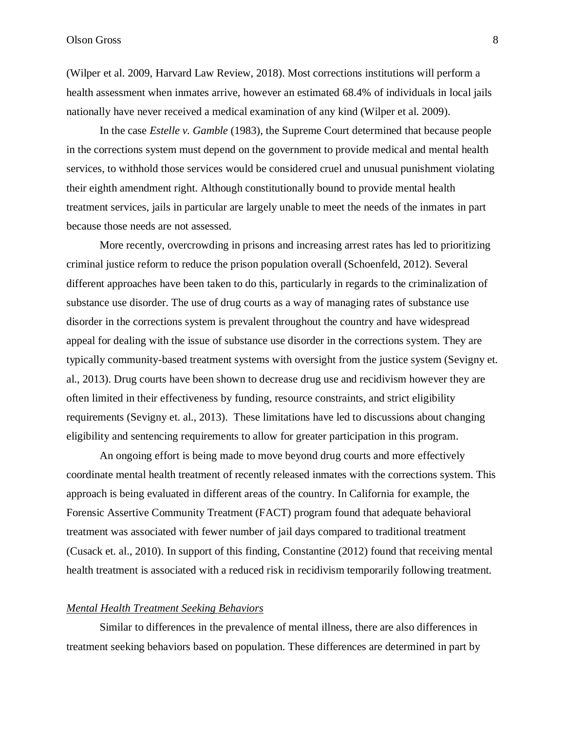(Wilper et al. 2009, Harvard Law Review, 2018). Most corrections institutions will perform a health assessment when inmates arrive, however an estimated 68.4% of individuals in local jails nationally have never received a medical examination of any kind (Wilper et al. 2009).

In the case *Estelle v. Gamble* (1983), the Supreme Court determined that because people in the corrections system must depend on the government to provide medical and mental health services, to withhold those services would be considered cruel and unusual punishment violating their eighth amendment right. Although constitutionally bound to provide mental health treatment services, jails in particular are largely unable to meet the needs of the inmates in part because those needs are not assessed.

More recently, overcrowding in prisons and increasing arrest rates has led to prioritizing criminal justice reform to reduce the prison population overall (Schoenfeld, 2012). Several different approaches have been taken to do this, particularly in regards to the criminalization of substance use disorder. The use of drug courts as a way of managing rates of substance use disorder in the corrections system is prevalent throughout the country and have widespread appeal for dealing with the issue of substance use disorder in the corrections system. They are typically community-based treatment systems with oversight from the justice system (Sevigny et. al., 2013). Drug courts have been shown to decrease drug use and recidivism however they are often limited in their effectiveness by funding, resource constraints, and strict eligibility requirements (Sevigny et. al., 2013). These limitations have led to discussions about changing eligibility and sentencing requirements to allow for greater participation in this program.

An ongoing effort is being made to move beyond drug courts and more effectively coordinate mental health treatment of recently released inmates with the corrections system. This approach is being evaluated in different areas of the country. In California for example, the Forensic Assertive Community Treatment (FACT) program found that adequate behavioral treatment was associated with fewer number of jail days compared to traditional treatment (Cusack et. al., 2010). In support of this finding, Constantine (2012) found that receiving mental health treatment is associated with a reduced risk in recidivism temporarily following treatment.

### *Mental Health Treatment Seeking Behaviors*

Similar to differences in the prevalence of mental illness, there are also differences in treatment seeking behaviors based on population. These differences are determined in part by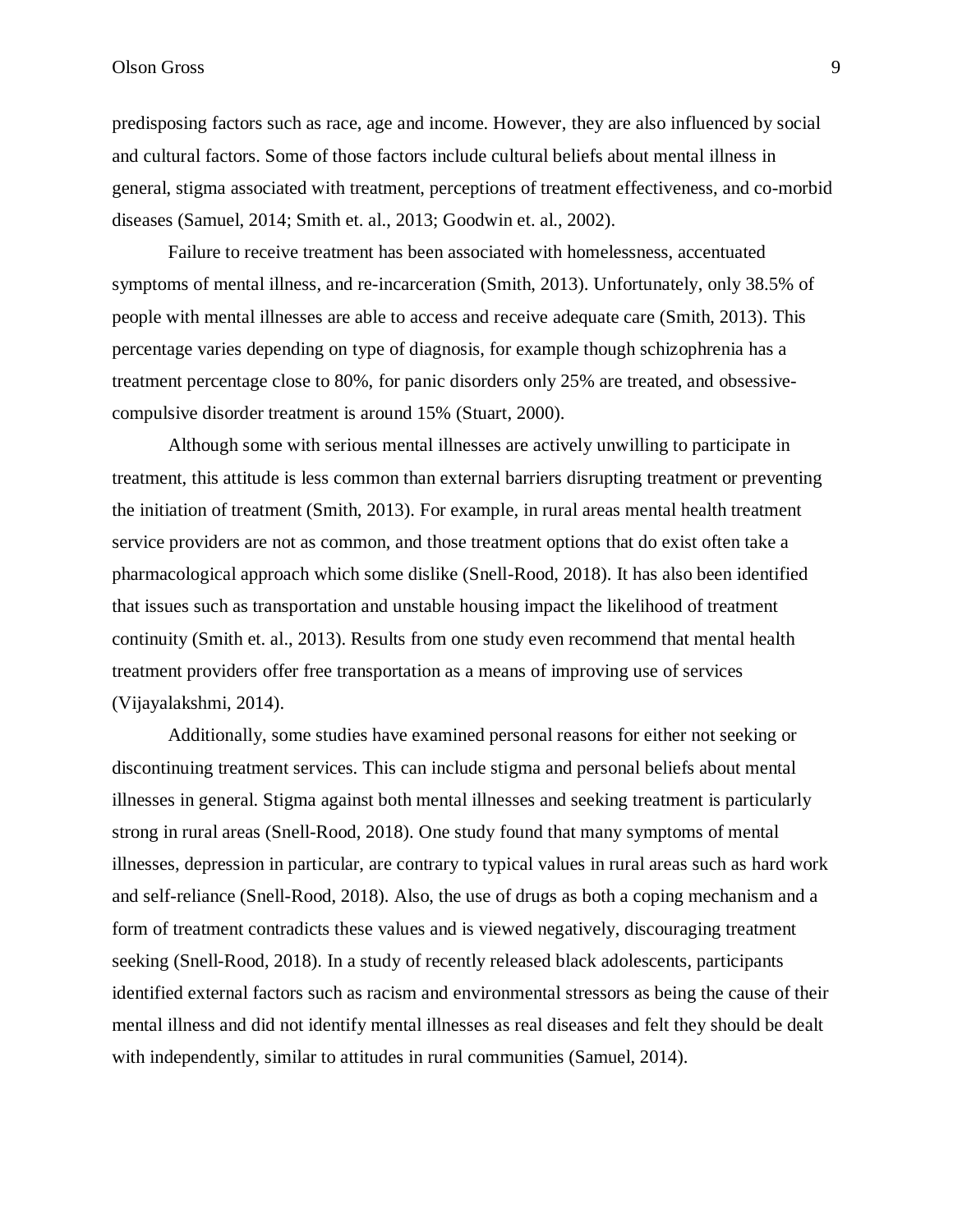predisposing factors such as race, age and income. However, they are also influenced by social and cultural factors. Some of those factors include cultural beliefs about mental illness in general, stigma associated with treatment, perceptions of treatment effectiveness, and co-morbid diseases (Samuel, 2014; Smith et. al., 2013; Goodwin et. al., 2002).

Failure to receive treatment has been associated with homelessness, accentuated symptoms of mental illness, and re-incarceration (Smith, 2013). Unfortunately, only 38.5% of people with mental illnesses are able to access and receive adequate care (Smith, 2013). This percentage varies depending on type of diagnosis, for example though schizophrenia has a treatment percentage close to 80%, for panic disorders only 25% are treated, and obsessive-compulsive disorder treatment is around 15% (Stuart, 2000).

Although some with serious mental illnesses are actively unwilling to participate in treatment, this attitude is less common than external barriers disrupting treatment or preventing the initiation of treatment (Smith, 2013). For example, in rural areas mental health treatment service providers are not as common, and those treatment options that do exist often take a pharmacological approach which some dislike (Snell-Rood, 2018). It has also been identified that issues such as transportation and unstable housing impact the likelihood of treatment continuity (Smith et. al., 2013). Results from one study even recommend that mental health treatment providers offer free transportation as a means of improving use of services (Vijayalakshmi, 2014).

Additionally, some studies have examined personal reasons for either not seeking or discontinuing treatment services. This can include stigma and personal beliefs about mental illnesses in general. Stigma against both mental illnesses and seeking treatment is particularly strong in rural areas (Snell-Rood, 2018). One study found that many symptoms of mental illnesses, depression in particular, are contrary to typical values in rural areas such as hard work and self-reliance (Snell-Rood, 2018). Also, the use of drugs as both a coping mechanism and a form of treatment contradicts these values and is viewed negatively, discouraging treatment seeking (Snell-Rood, 2018). In a study of recently released black adolescents, participants identified external factors such as racism and environmental stressors as being the cause of their mental illness and did not identify mental illnesses as real diseases and felt they should be dealt with independently, similar to attitudes in rural communities (Samuel, 2014).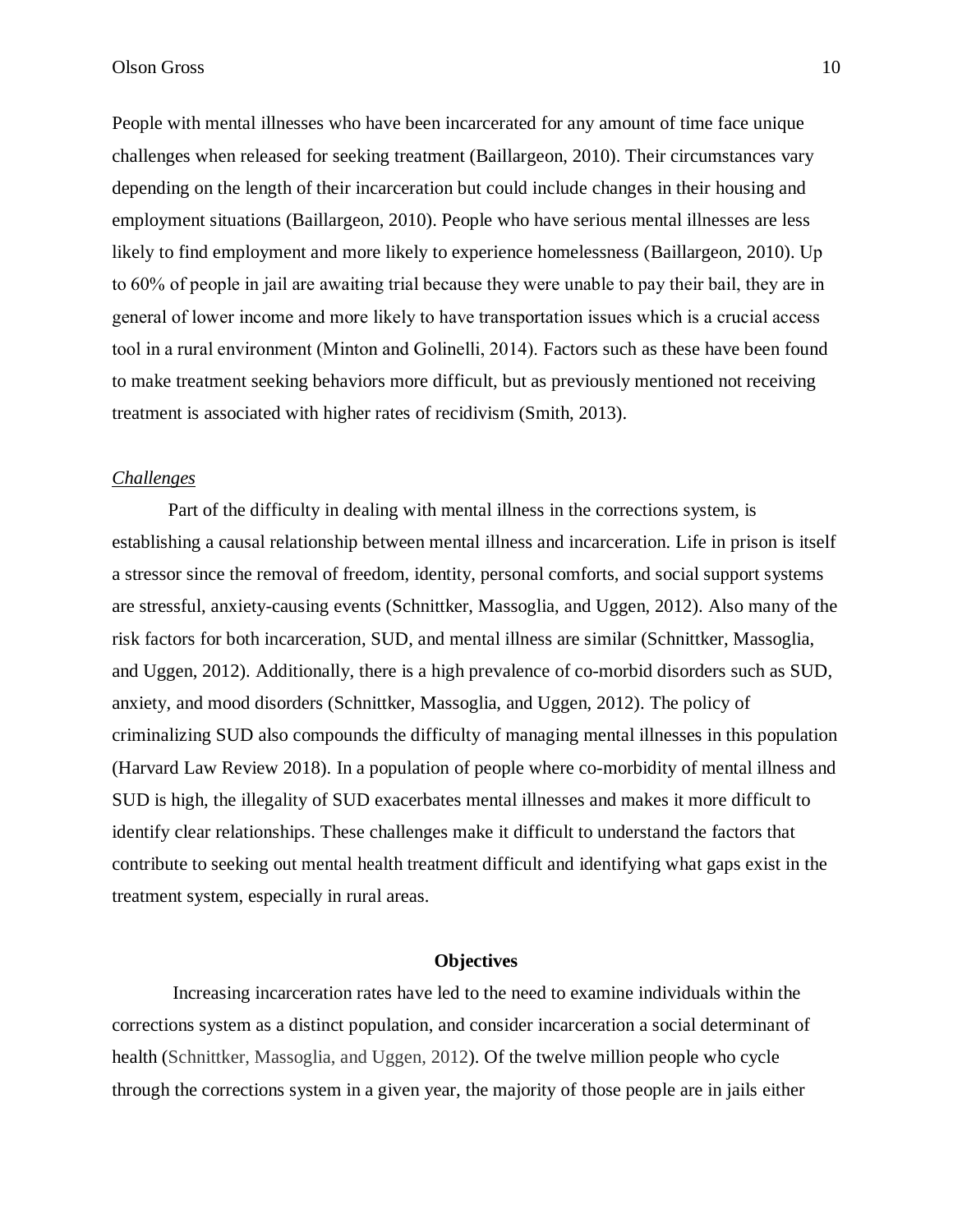People with mental illnesses who have been incarcerated for any amount of time face unique challenges when released for seeking treatment (Baillargeon, 2010). Their circumstances vary depending on the length of their incarceration but could include changes in their housing and employment situations (Baillargeon, 2010). People who have serious mental illnesses are less likely to find employment and more likely to experience homelessness (Baillargeon, 2010). Up to 60% of people in jail are awaiting trial because they were unable to pay their bail, they are in general of lower income and more likely to have transportation issues which is a crucial access tool in a rural environment (Minton and Golinelli, 2014). Factors such as these have been found to make treatment seeking behaviors more difficult, but as previously mentioned not receiving treatment is associated with higher rates of recidivism (Smith, 2013).

### *Challenges*

Part of the difficulty in dealing with mental illness in the corrections system, is establishing a causal relationship between mental illness and incarceration. Life in prison is itself a stressor since the removal of freedom, identity, personal comforts, and social support systems are stressful, anxiety-causing events (Schnittker, Massoglia, and Uggen, 2012). Also many of the risk factors for both incarceration, SUD, and mental illness are similar (Schnittker, Massoglia, and Uggen, 2012). Additionally, there is a high prevalence of co-morbid disorders such as SUD, anxiety, and mood disorders (Schnittker, Massoglia, and Uggen, 2012). The policy of criminalizing SUD also compounds the difficulty of managing mental illnesses in this population (Harvard Law Review 2018). In a population of people where co-morbidity of mental illness and SUD is high, the illegality of SUD exacerbates mental illnesses and makes it more difficult to identify clear relationships. These challenges make it difficult to understand the factors that contribute to seeking out mental health treatment difficult and identifying what gaps exist in the treatment system, especially in rural areas.

## **Objectives**

Increasing incarceration rates have led to the need to examine individuals within the corrections system as a distinct population, and consider incarceration a social determinant of health (Schnittker, Massoglia, and Uggen, 2012). Of the twelve million people who cycle through the corrections system in a given year, the majority of those people are in jails either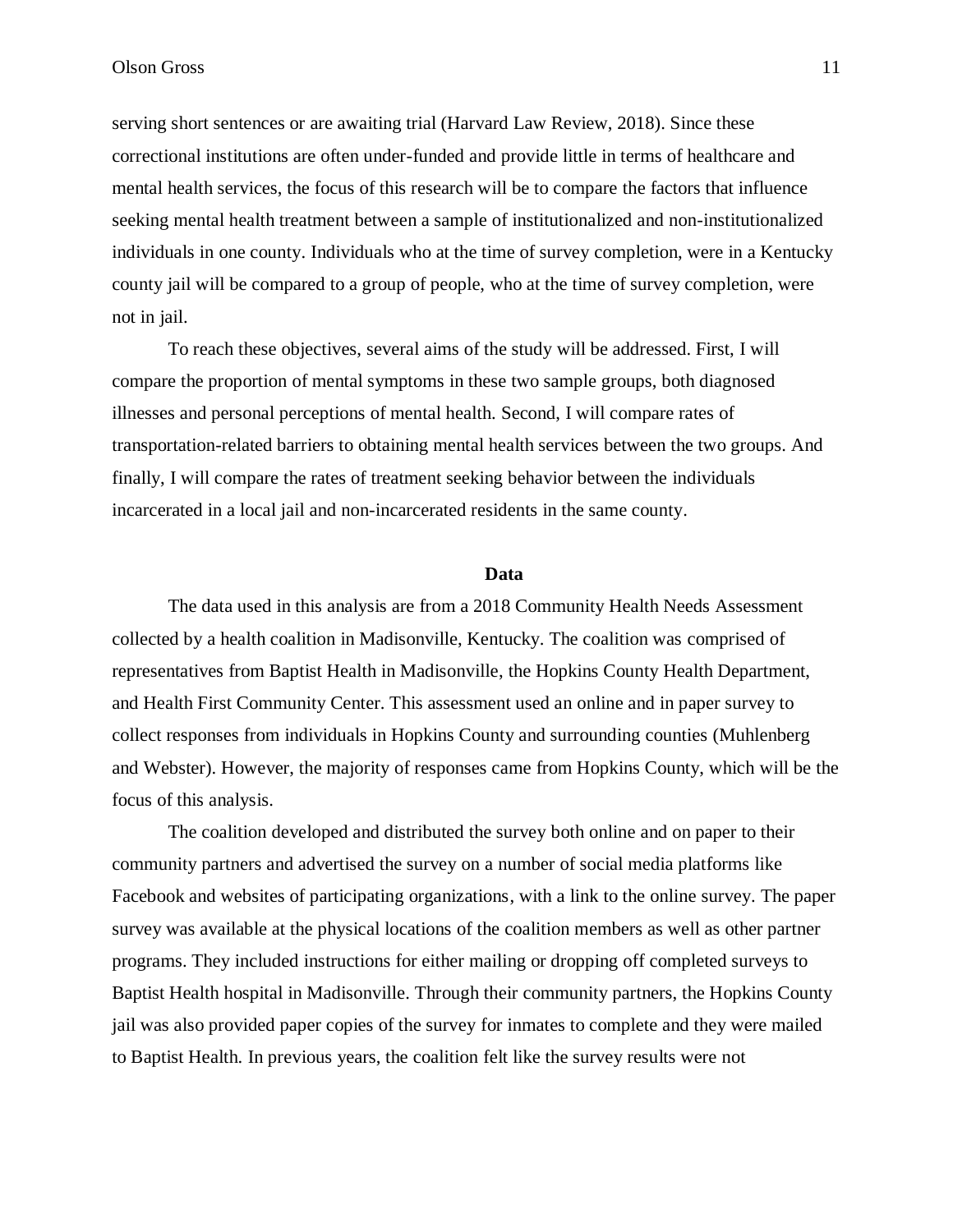serving short sentences or are awaiting trial (Harvard Law Review, 2018). Since these correctional institutions are often under-funded and provide little in terms of healthcare and mental health services, the focus of this research will be to compare the factors that influence seeking mental health treatment between a sample of institutionalized and non-institutionalized individuals in one county. Individuals who at the time of survey completion, were in a Kentucky county jail will be compared to a group of people, who at the time of survey completion, were not in jail.

To reach these objectives, several aims of the study will be addressed. First, I will compare the proportion of mental symptoms in these two sample groups, both diagnosed illnesses and personal perceptions of mental health. Second, I will compare rates of transportation-related barriers to obtaining mental health services between the two groups. And finally, I will compare the rates of treatment seeking behavior between the individuals incarcerated in a local jail and non-incarcerated residents in the same county.

## Data

The data used in this analysis are from a 2018 Community Health Needs Assessment collected by a health coalition in Madisonville, Kentucky. The coalition was comprised of representatives from Baptist Health in Madisonville, the Hopkins County Health Department, and Health First Community Center. This assessment used an online and in paper survey to collect responses from individuals in Hopkins County and surrounding counties (Muhlenberg and Webster). However, the majority of responses came from Hopkins County, which will be the focus of this analysis.

The coalition developed and distributed the survey both online and on paper to their community partners and advertised the survey on a number of social media platforms like Facebook and websites of participating organizations, with a link to the online survey. The paper survey was available at the physical locations of the coalition members as well as other partner programs. They included instructions for either mailing or dropping off completed surveys to Baptist Health hospital in Madisonville. Through their community partners, the Hopkins County jail was also provided paper copies of the survey for inmates to complete and they were mailed to Baptist Health. In previous years, the coalition felt like the survey results were not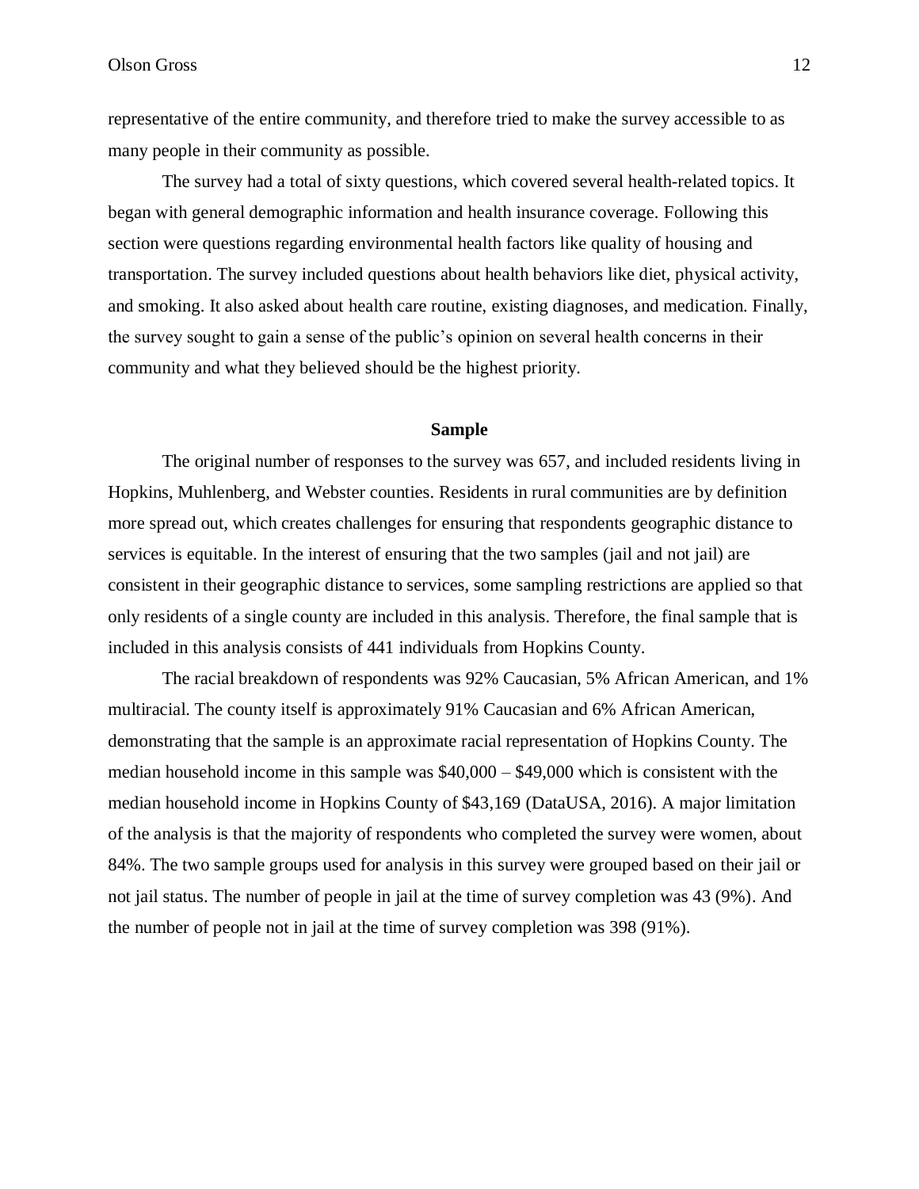representative of the entire community, and therefore tried to make the survey accessible to as many people in their community as possible.

The survey had a total of sixty questions, which covered several health-related topics. It began with general demographic information and health insurance coverage. Following this section were questions regarding environmental health factors like quality of housing and transportation. The survey included questions about health behaviors like diet, physical activity, and smoking. It also asked about health care routine, existing diagnoses, and medication. Finally, the survey sought to gain a sense of the public's opinion on several health concerns in their community and what they believed should be the highest priority.

## Sample

The original number of responses to the survey was 657, and included residents living in Hopkins, Muhlenberg, and Webster counties. Residents in rural communities are by definition more spread out, which creates challenges for ensuring that respondents geographic distance to services is equitable. In the interest of ensuring that the two samples (jail and not jail) are consistent in their geographic distance to services, some sampling restrictions are applied so that only residents of a single county are included in this analysis. Therefore, the final sample that is included in this analysis consists of 441 individuals from Hopkins County.

The racial breakdown of respondents was 92% Caucasian, 5% African American, and 1% multiracial. The county itself is approximately 91% Caucasian and 6% African American, demonstrating that the sample is an approximate racial representation of Hopkins County. The median household income in this sample was $40,000 – $49,000 which is consistent with the median household income in Hopkins County of $43,169 (DataUSA, 2016). A major limitation of the analysis is that the majority of respondents who completed the survey were women, about 84%. The two sample groups used for analysis in this survey were grouped based on their jail or not jail status. The number of people in jail at the time of survey completion was 43 (9%). And the number of people not in jail at the time of survey completion was 398 (91%).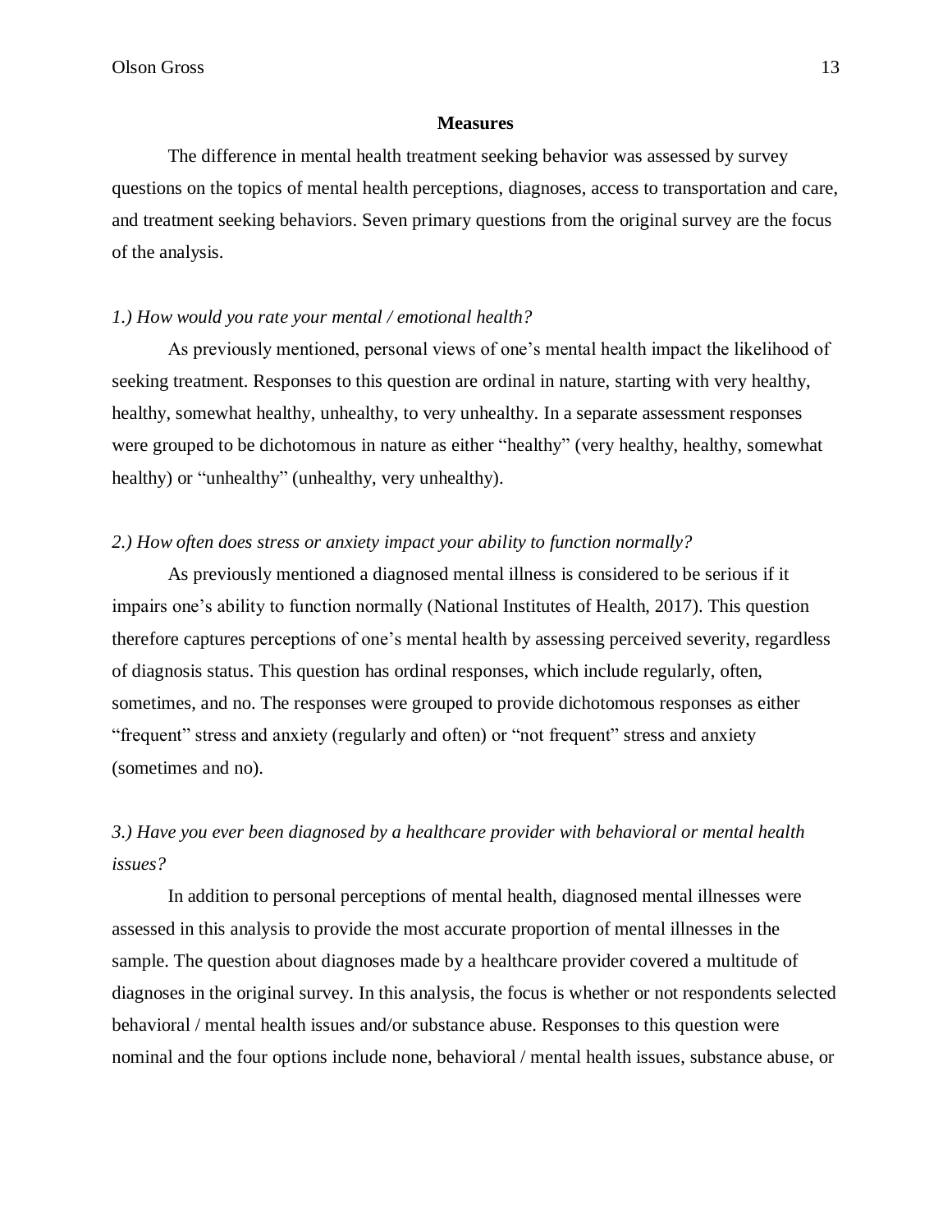## Measures

The difference in mental health treatment seeking behavior was assessed by survey questions on the topics of mental health perceptions, diagnoses, access to transportation and care, and treatment seeking behaviors. Seven primary questions from the original survey are the focus of the analysis.

*1.) How would you rate your mental / emotional health?*

As previously mentioned, personal views of one's mental health impact the likelihood of seeking treatment. Responses to this question are ordinal in nature, starting with very healthy, healthy, somewhat healthy, unhealthy, to very unhealthy. In a separate assessment responses were grouped to be dichotomous in nature as either "healthy" (very healthy, healthy, somewhat healthy) or "unhealthy" (unhealthy, very unhealthy).

*2.) How often does stress or anxiety impact your ability to function normally?*

As previously mentioned a diagnosed mental illness is considered to be serious if it impairs one's ability to function normally (National Institutes of Health, 2017). This question therefore captures perceptions of one's mental health by assessing perceived severity, regardless of diagnosis status. This question has ordinal responses, which include regularly, often, sometimes, and no. The responses were grouped to provide dichotomous responses as either "frequent" stress and anxiety (regularly and often) or "not frequent" stress and anxiety (sometimes and no).

*3.) Have you ever been diagnosed by a healthcare provider with behavioral or mental health issues?*

In addition to personal perceptions of mental health, diagnosed mental illnesses were assessed in this analysis to provide the most accurate proportion of mental illnesses in the sample. The question about diagnoses made by a healthcare provider covered a multitude of diagnoses in the original survey. In this analysis, the focus is whether or not respondents selected behavioral / mental health issues and/or substance abuse. Responses to this question were nominal and the four options include none, behavioral / mental health issues, substance abuse, or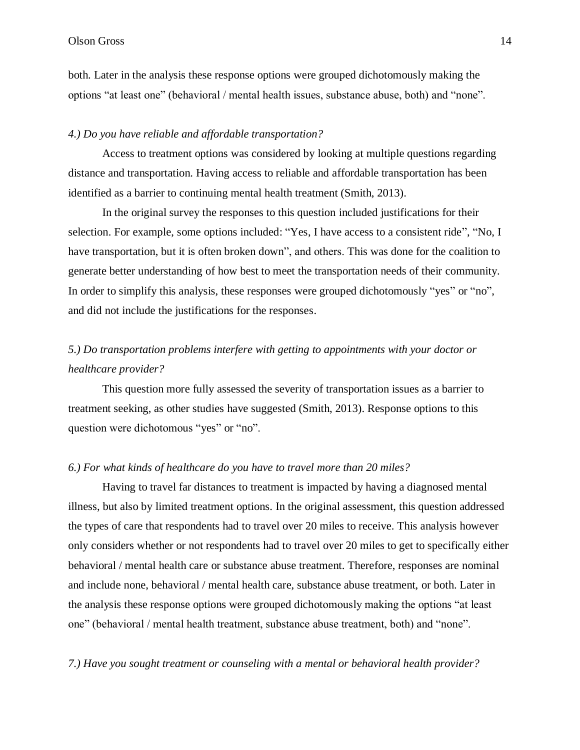both. Later in the analysis these response options were grouped dichotomously making the options “at least one” (behavioral / mental health issues, substance abuse, both) and “none”.

*4.) Do you have reliable and affordable transportation?*

Access to treatment options was considered by looking at multiple questions regarding distance and transportation. Having access to reliable and affordable transportation has been identified as a barrier to continuing mental health treatment (Smith, 2013).

In the original survey the responses to this question included justifications for their selection. For example, some options included: “Yes, I have access to a consistent ride”, “No, I have transportation, but it is often broken down”, and others. This was done for the coalition to generate better understanding of how best to meet the transportation needs of their community. In order to simplify this analysis, these responses were grouped dichotomously “yes” or “no”, and did not include the justifications for the responses.

*5.) Do transportation problems interfere with getting to appointments with your doctor or healthcare provider?*

This question more fully assessed the severity of transportation issues as a barrier to treatment seeking, as other studies have suggested (Smith, 2013). Response options to this question were dichotomous “yes” or “no”.

*6.) For what kinds of healthcare do you have to travel more than 20 miles?*

Having to travel far distances to treatment is impacted by having a diagnosed mental illness, but also by limited treatment options. In the original assessment, this question addressed the types of care that respondents had to travel over 20 miles to receive. This analysis however only considers whether or not respondents had to travel over 20 miles to get to specifically either behavioral / mental health care or substance abuse treatment. Therefore, responses are nominal and include none, behavioral / mental health care, substance abuse treatment, or both. Later in the analysis these response options were grouped dichotomously making the options “at least one” (behavioral / mental health treatment, substance abuse treatment, both) and “none”.

*7.) Have you sought treatment or counseling with a mental or behavioral health provider?*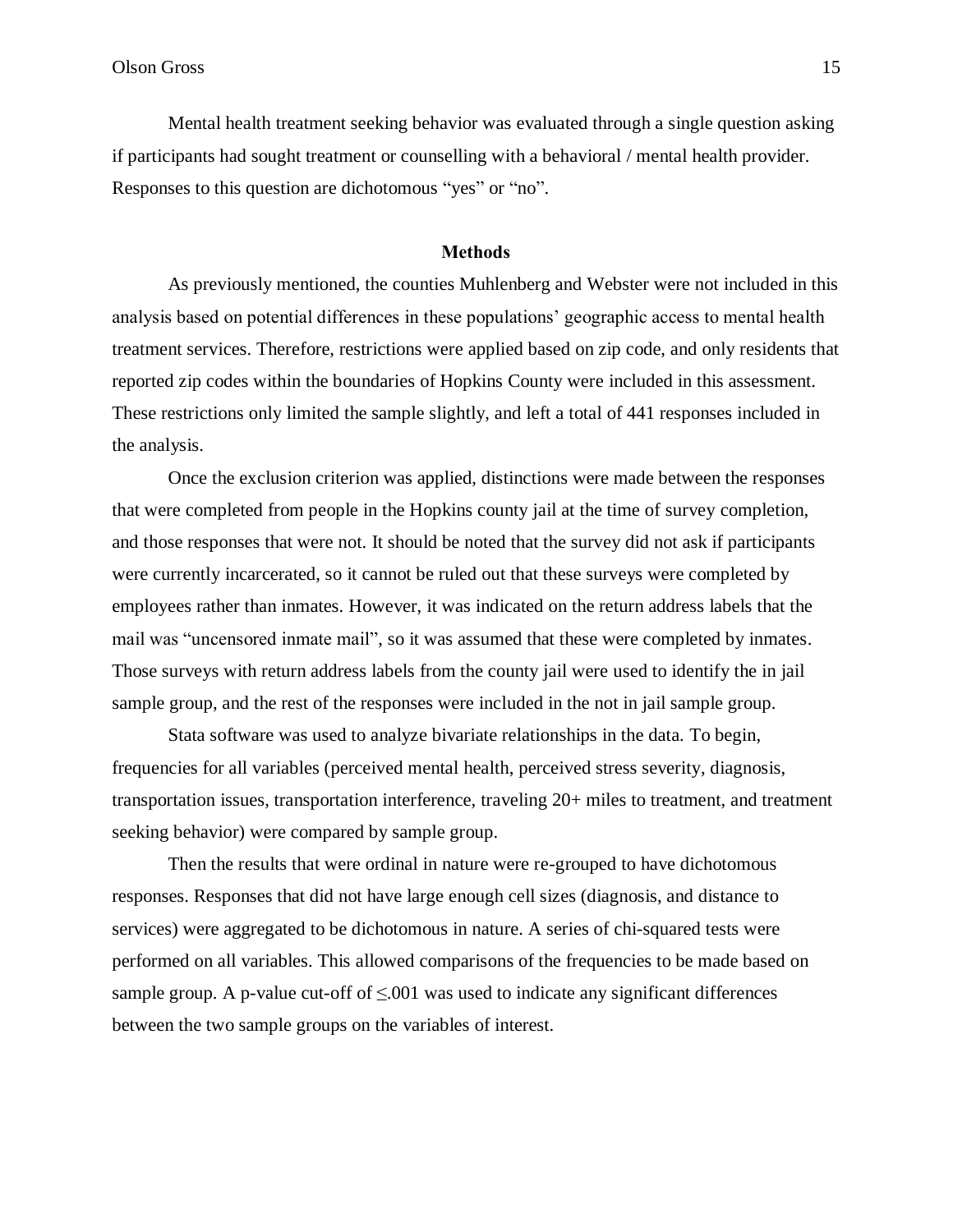Mental health treatment seeking behavior was evaluated through a single question asking if participants had sought treatment or counselling with a behavioral / mental health provider. Responses to this question are dichotomous "yes" or "no".

## Methods

As previously mentioned, the counties Muhlenberg and Webster were not included in this analysis based on potential differences in these populations' geographic access to mental health treatment services. Therefore, restrictions were applied based on zip code, and only residents that reported zip codes within the boundaries of Hopkins County were included in this assessment. These restrictions only limited the sample slightly, and left a total of 441 responses included in the analysis.

Once the exclusion criterion was applied, distinctions were made between the responses that were completed from people in the Hopkins county jail at the time of survey completion, and those responses that were not. It should be noted that the survey did not ask if participants were currently incarcerated, so it cannot be ruled out that these surveys were completed by employees rather than inmates. However, it was indicated on the return address labels that the mail was "uncensored inmate mail", so it was assumed that these were completed by inmates. Those surveys with return address labels from the county jail were used to identify the in jail sample group, and the rest of the responses were included in the not in jail sample group.

Stata software was used to analyze bivariate relationships in the data. To begin, frequencies for all variables (perceived mental health, perceived stress severity, diagnosis, transportation issues, transportation interference, traveling 20+ miles to treatment, and treatment seeking behavior) were compared by sample group.

Then the results that were ordinal in nature were re-grouped to have dichotomous responses. Responses that did not have large enough cell sizes (diagnosis, and distance to services) were aggregated to be dichotomous in nature. A series of chi-squared tests were performed on all variables. This allowed comparisons of the frequencies to be made based on sample group. A p-value cut-off of $\leq .001$ was used to indicate any significant differences between the two sample groups on the variables of interest.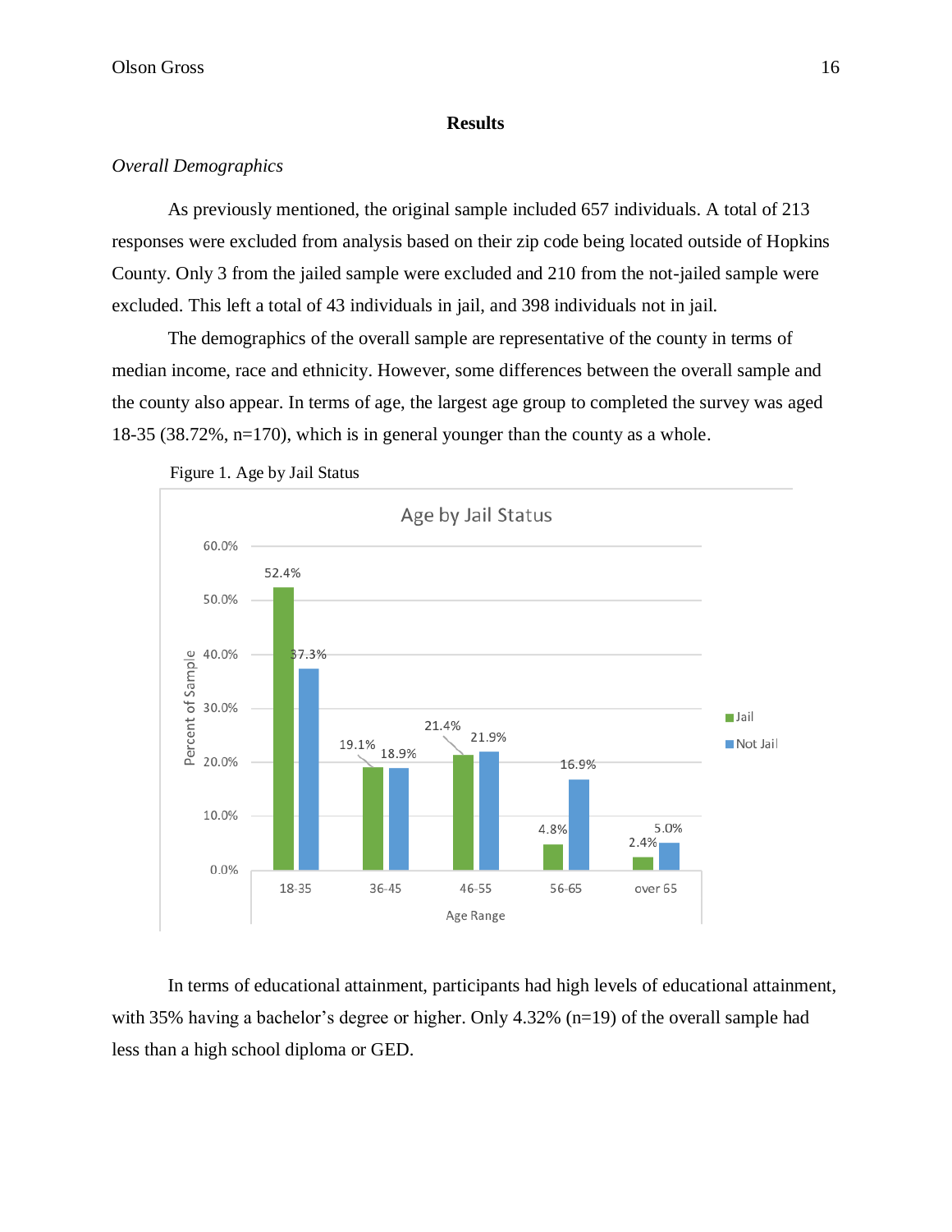## Results

*Overall Demographics*

As previously mentioned, the original sample included 657 individuals. A total of 213 responses were excluded from analysis based on their zip code being located outside of Hopkins County. Only 3 from the jailed sample were excluded and 210 from the not-jailed sample were excluded. This left a total of 43 individuals in jail, and 398 individuals not in jail.

The demographics of the overall sample are representative of the county in terms of median income, race and ethnicity. However, some differences between the overall sample and the county also appear. In terms of age, the largest age group to completed the survey was aged 18-35 (38.72%, n=170), which is in general younger than the county as a whole.

Figure 1. Age by Jail Status

| Age Range | Jail | Not Jail |
|---|---|---|
| 18-35 | 52.4% | 37.3% |
| 36-45 | 19.1% | 18.9% |
| 46-55 | 21.4% | 21.9% |
| 56-65 | 4.8% | 16.9% |
| over 65 | 2.4% | 5.0% |

In terms of educational attainment, participants had high levels of educational attainment, with 35% having a bachelor's degree or higher. Only 4.32% (n=19) of the overall sample had less than a high school diploma or GED.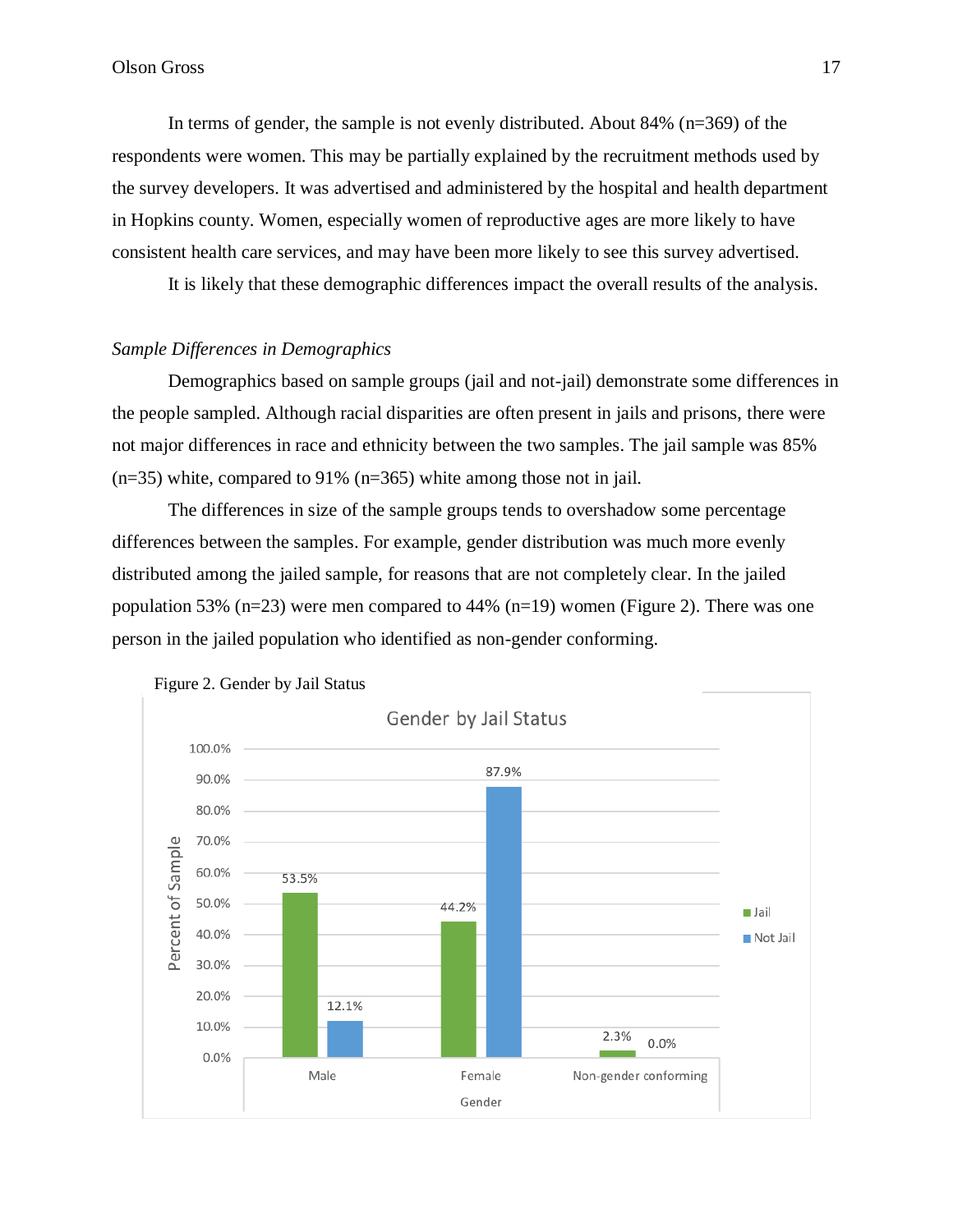In terms of gender, the sample is not evenly distributed. About 84% (n=369) of the respondents were women. This may be partially explained by the recruitment methods used by the survey developers. It was advertised and administered by the hospital and health department in Hopkins county. Women, especially women of reproductive ages are more likely to have consistent health care services, and may have been more likely to see this survey advertised.

It is likely that these demographic differences impact the overall results of the analysis.

*Sample Differences in Demographics*

Demographics based on sample groups (jail and not-jail) demonstrate some differences in the people sampled. Although racial disparities are often present in jails and prisons, there were not major differences in race and ethnicity between the two samples. The jail sample was 85% (n=35) white, compared to 91% (n=365) white among those not in jail.

The differences in size of the sample groups tends to overshadow some percentage differences between the samples. For example, gender distribution was much more evenly distributed among the jailed sample, for reasons that are not completely clear. In the jailed population 53% (n=23) were men compared to 44% (n=19) women (Figure 2). There was one person in the jailed population who identified as non-gender conforming.

Figure 2. Gender by Jail Status

| Gender | Jail | Not Jail |
|---|---|---|
| Male | 53.5% | 12.1% |
| Female | 44.2% | 87.9% |
| Non-gender conforming | 2.3% | 0.0% |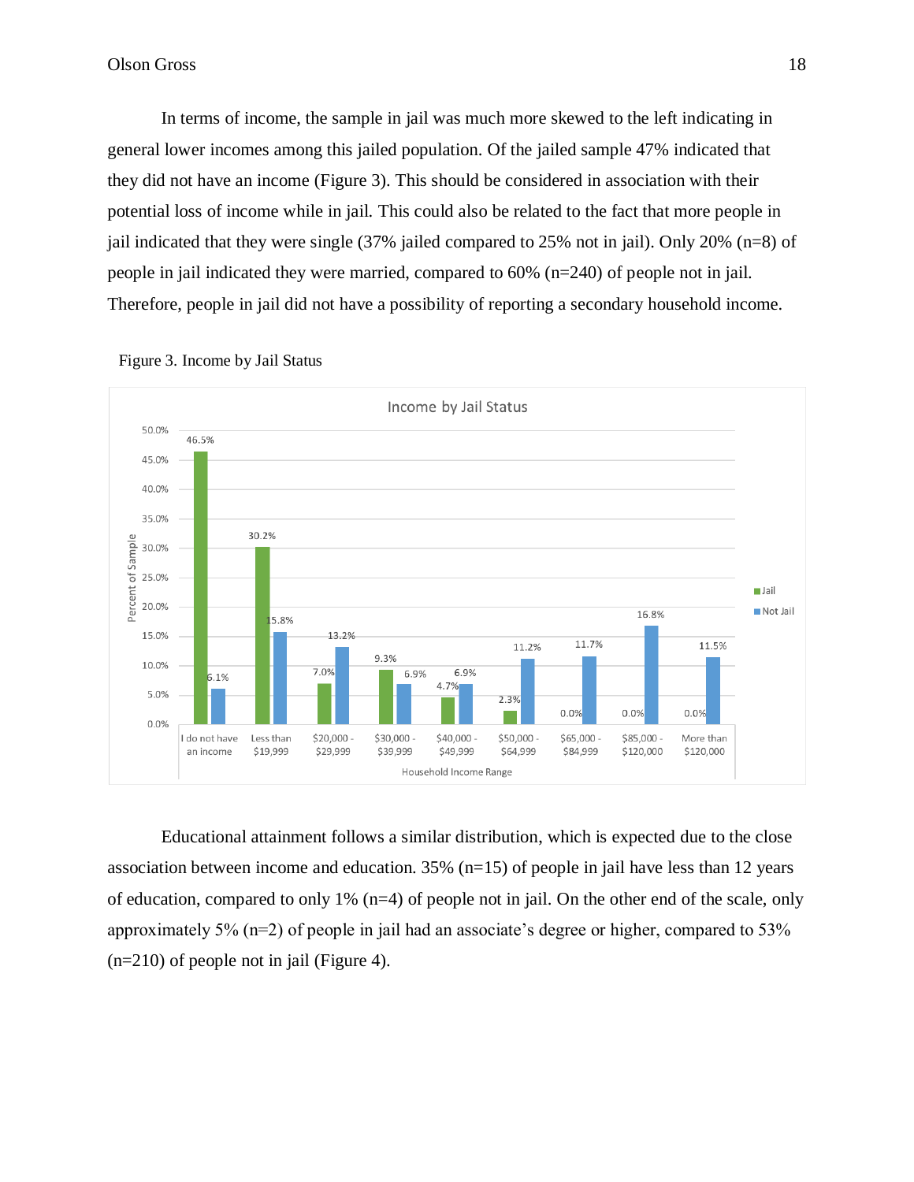In terms of income, the sample in jail was much more skewed to the left indicating in general lower incomes among this jailed population. Of the jailed sample 47% indicated that they did not have an income (Figure 3). This should be considered in association with their potential loss of income while in jail. This could also be related to the fact that more people in jail indicated that they were single (37% jailed compared to 25% not in jail). Only 20% (n=8) of people in jail indicated they were married, compared to 60% (n=240) of people not in jail. Therefore, people in jail did not have a possibility of reporting a secondary household income.

Figure 3. Income by Jail Status

| Household Income Range | Jail | Not Jail |
|---|---|---|
| I do not have an income | 46.5% | 6.1% |
| Less than $19,999 | 30.2% | 15.8% |
| $20,000 - $29,999 | 7.0% | 13.2% |
| $30,000 - $39,999 | 9.3% | 6.9% |
| $40,000 - $49,999 | 4.7% | 6.9% |
| $50,000 - $64,999 | 2.3% | 11.2% |
| $65,000 - $84,999 | 0.0% | 11.7% |
| $85,000 - $120,000 | 0.0% | 16.8% |
| More than $120,000 | 0.0% | 11.5% |

Educational attainment follows a similar distribution, which is expected due to the close association between income and education. 35% (n=15) of people in jail have less than 12 years of education, compared to only 1% (n=4) of people not in jail. On the other end of the scale, only approximately 5% (n=2) of people in jail had an associate's degree or higher, compared to 53% (n=210) of people not in jail (Figure 4).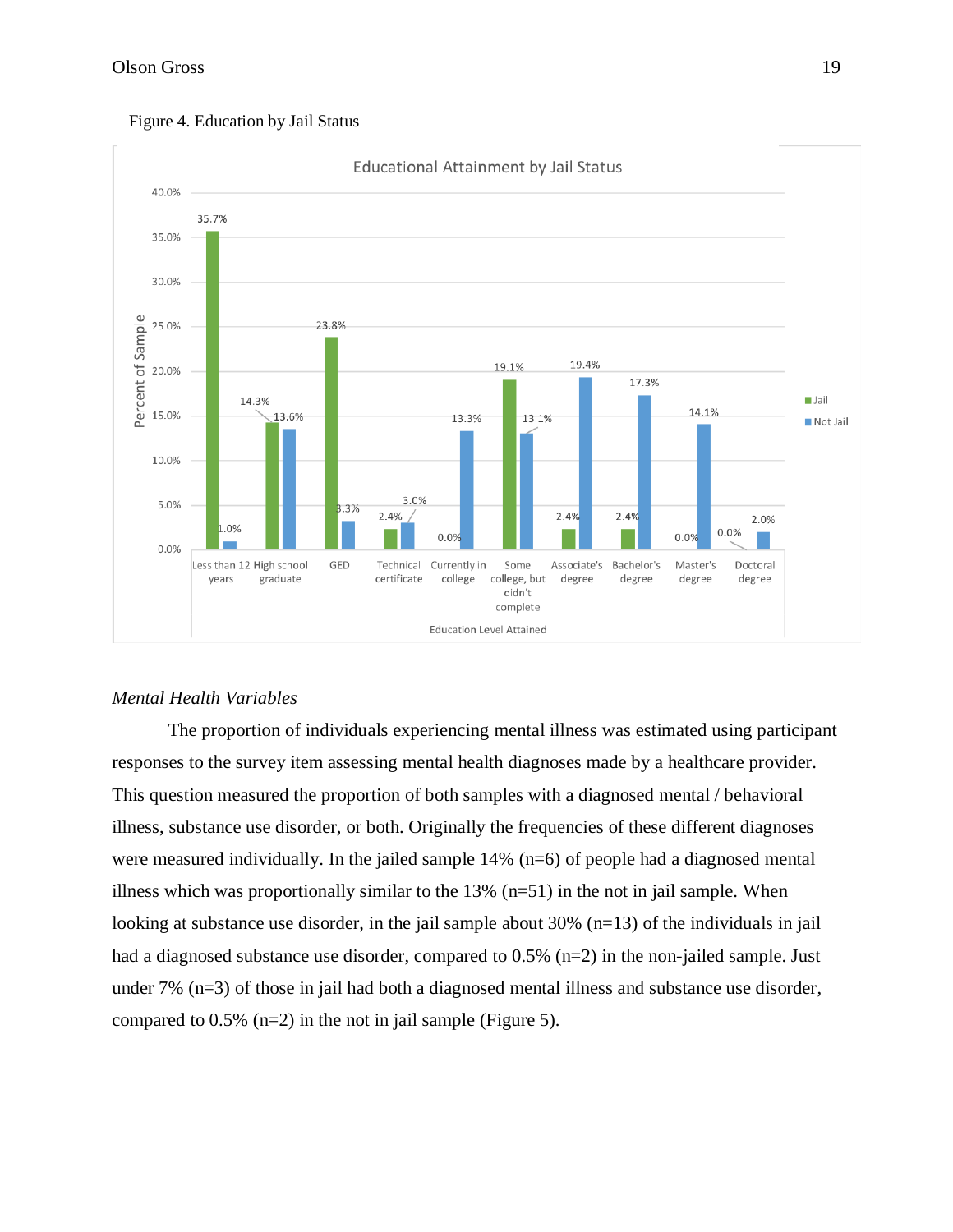Figure 4. Education by Jail Status

| Education Level Attained | Jail | Not Jail |
|---|---|---|
| Less than 12 years | 35.7% | 1.0% |
| High school graduate | 14.3% | 13.6% |
| GED | 23.8% | 3.3% |
| Technical certificate | 2.4% | 3.0% |
| Currently in college | 0.0% | 13.3% |
| Some college, but didn't complete | 19.1% | 13.1% |
| Associate's degree | 2.4% | 19.4% |
| Bachelor's degree | 2.4% | 17.3% |
| Master's degree | 0.0% | 14.1% |
| Doctoral degree | 0.0% | 2.0% |

### *Mental Health Variables*

The proportion of individuals experiencing mental illness was estimated using participant responses to the survey item assessing mental health diagnoses made by a healthcare provider. This question measured the proportion of both samples with a diagnosed mental / behavioral illness, substance use disorder, or both. Originally the frequencies of these different diagnoses were measured individually. In the jailed sample 14% (n=6) of people had a diagnosed mental illness which was proportionally similar to the 13% (n=51) in the not in jail sample. When looking at substance use disorder, in the jail sample about 30% (n=13) of the individuals in jail had a diagnosed substance use disorder, compared to 0.5% (n=2) in the non-jailed sample. Just under 7% (n=3) of those in jail had both a diagnosed mental illness and substance use disorder, compared to 0.5% (n=2) in the not in jail sample (Figure 5).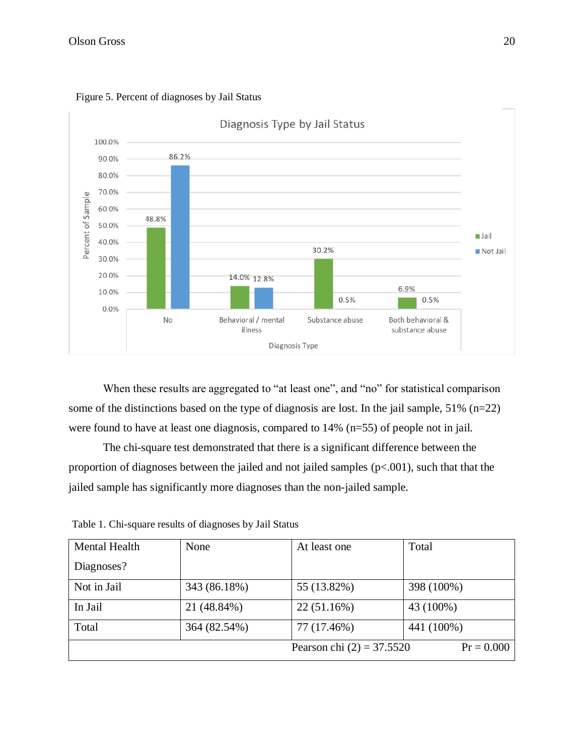Figure 5. Percent of diagnoses by Jail Status

When these results are aggregated to "at least one", and "no" for statistical comparison some of the distinctions based on the type of diagnosis are lost. In the jail sample, 51% (n=22) were found to have at least one diagnosis, compared to 14% (n=55) of people not in jail.

The chi-square test demonstrated that there is a significant difference between the proportion of diagnoses between the jailed and not jailed samples ($p<.001$), such that that the jailed sample has significantly more diagnoses than the non-jailed sample.

Table 1. Chi-square results of diagnoses by Jail Status

| Mental Health Diagnoses? | None | At least one | Total |
|---|---|---|---|
| Not in Jail | 343 (86.18%) | 55 (13.82%) | 398 (100%) |
| In Jail | 21 (48.84%) | 22 (51.16%) | 43 (100%) |
| Total | 364 (82.54%) | 77 (17.46%) | 441 (100%) |
| | | Pearson chi (2) = 37.5520 | Pr = 0.000 |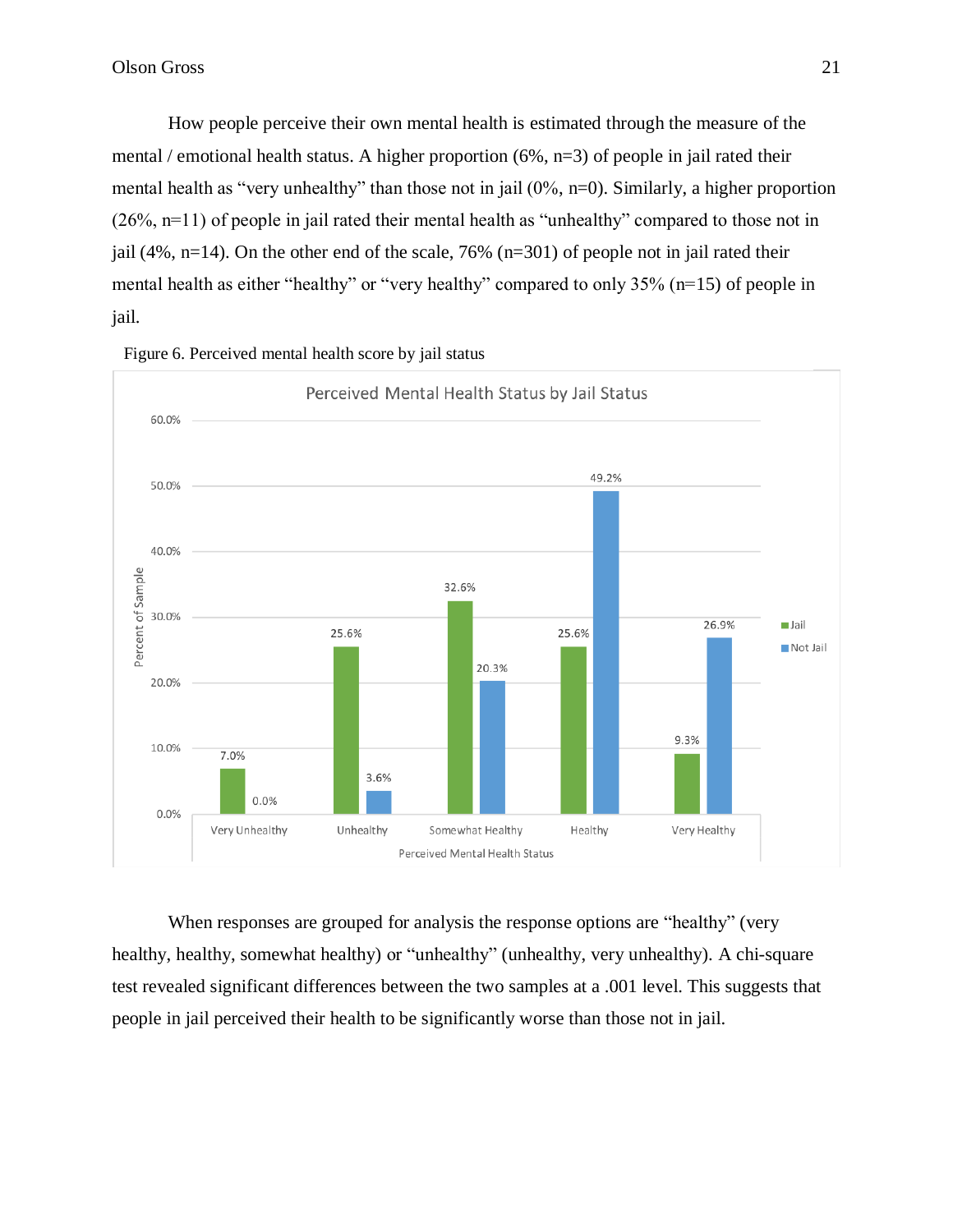How people perceive their own mental health is estimated through the measure of the mental / emotional health status. A higher proportion (6%, n=3) of people in jail rated their mental health as “very unhealthy” than those not in jail (0%, n=0). Similarly, a higher proportion (26%, n=11) of people in jail rated their mental health as “unhealthy” compared to those not in jail (4%, n=14). On the other end of the scale, 76% (n=301) of people not in jail rated their mental health as either “healthy” or “very healthy” compared to only 35% (n=15) of people in jail.

Figure 6. Perceived mental health score by jail status

When responses are grouped for analysis the response options are “healthy” (very healthy, healthy, somewhat healthy) or “unhealthy” (unhealthy, very unhealthy). A chi-square test revealed significant differences between the two samples at a .001 level. This suggests that people in jail perceived their health to be significantly worse than those not in jail.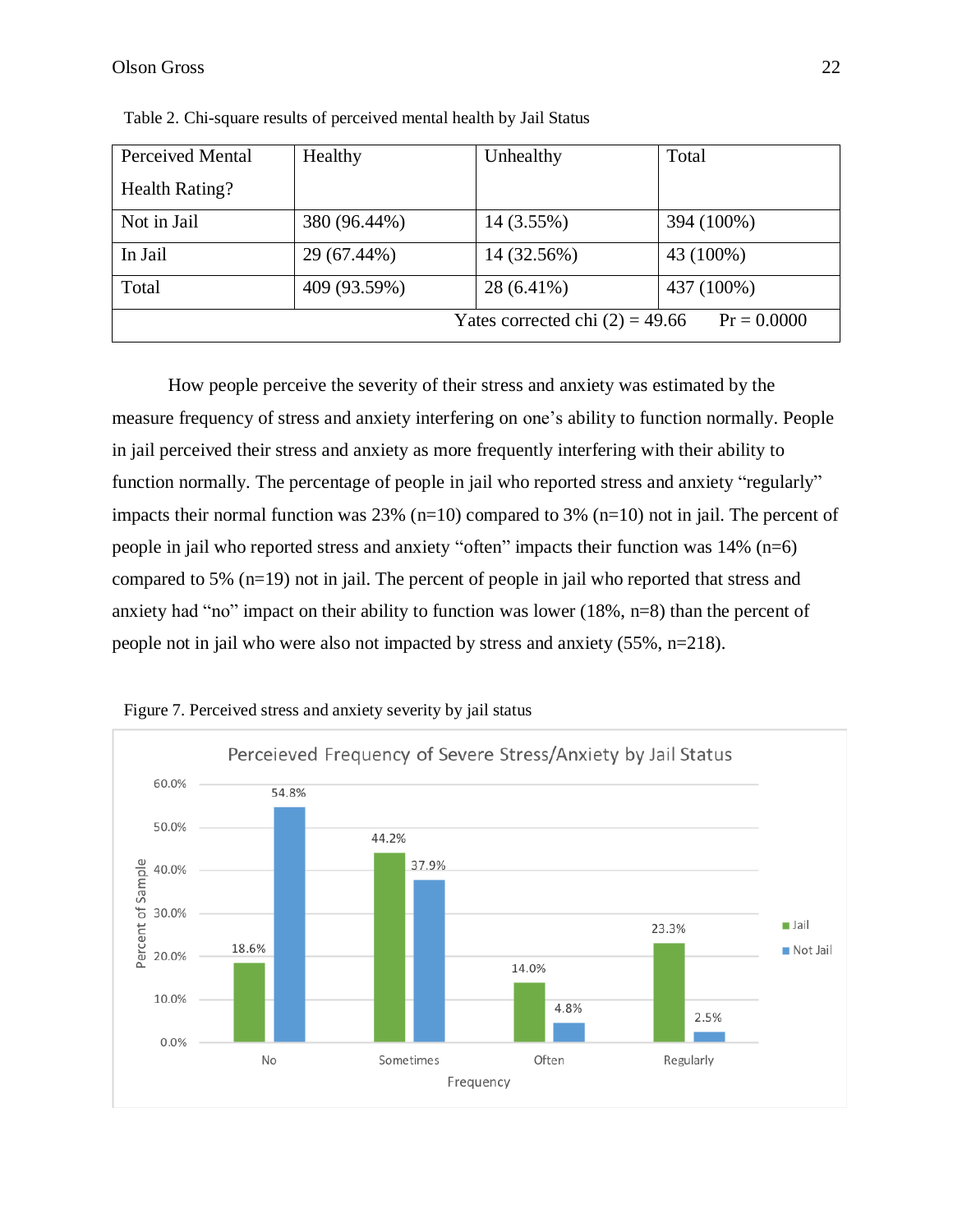Table 2. Chi-square results of perceived mental health by Jail Status

| Perceived Mental Health Rating? | Healthy | Unhealthy | Total |
|---|---|---|---|
| Not in Jail | 380 (96.44%) | 14 (3.55%) | 394 (100%) |
| In Jail | 29 (67.44%) | 14 (32.56%) | 43 (100%) |
| Total | 409 (93.59%) | 28 (6.41%) | 437 (100%) |
| | | Yates corrected chi (2) = 49.66 | Pr = 0.0000 |

How people perceive the severity of their stress and anxiety was estimated by the measure frequency of stress and anxiety interfering on one's ability to function normally. People in jail perceived their stress and anxiety as more frequently interfering with their ability to function normally. The percentage of people in jail who reported stress and anxiety "regularly" impacts their normal function was 23% (n=10) compared to 3% (n=10) not in jail. The percent of people in jail who reported stress and anxiety "often" impacts their function was 14% (n=6) compared to 5% (n=19) not in jail. The percent of people in jail who reported that stress and anxiety had "no" impact on their ability to function was lower (18%, n=8) than the percent of people not in jail who were also not impacted by stress and anxiety (55%, n=218).

Figure 7. Perceived stress and anxiety severity by jail status

Perceieved Frequency of Severe Stress/Anxiety by Jail Status

| Frequency | Jail | Not Jail |
|---|---|---|
| No | 18.6% | 54.8% |
| Sometimes | 44.2% | 37.9% |
| Often | 14.0% | 4.8% |
| Regularly | 23.3% | 2.5% |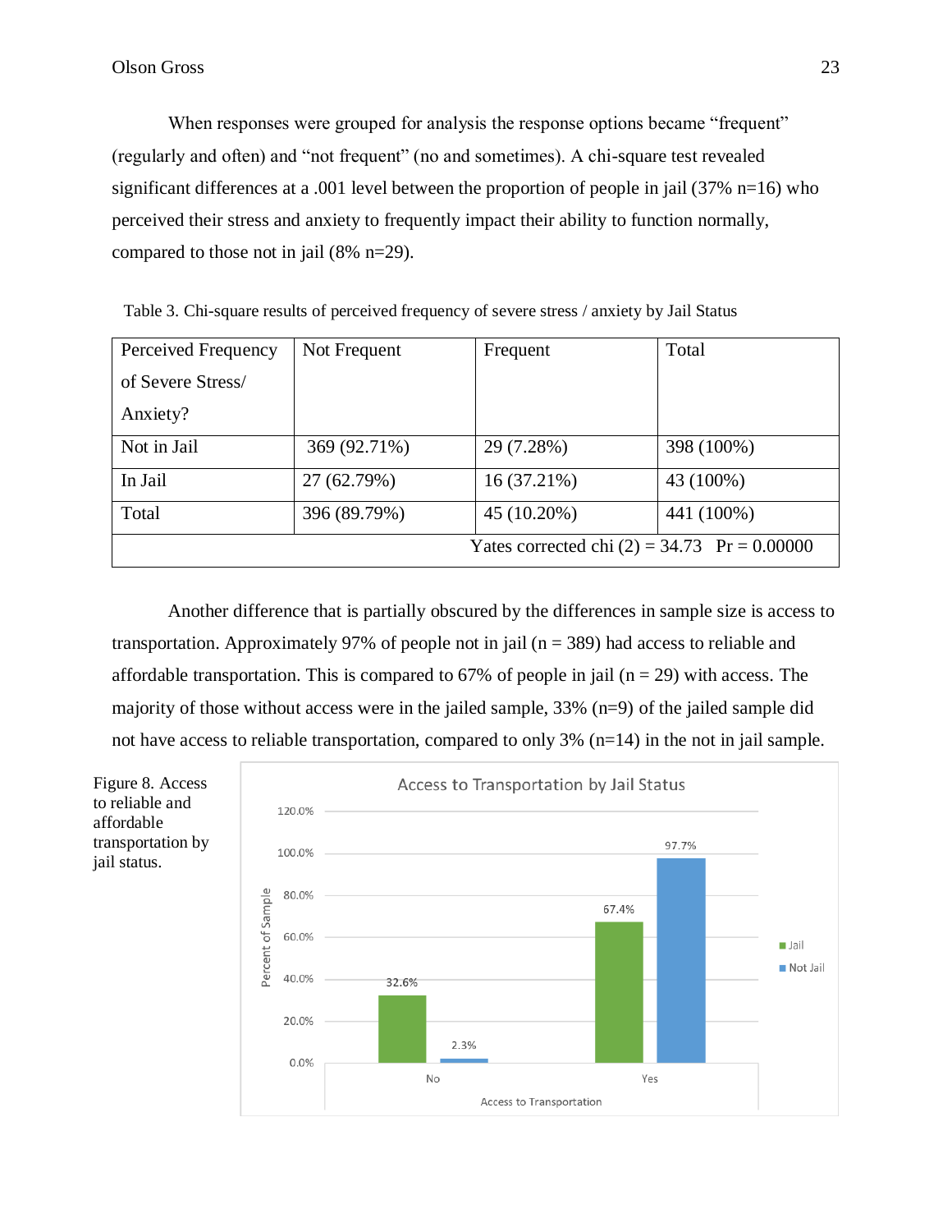When responses were grouped for analysis the response options became “frequent” (regularly and often) and “not frequent” (no and sometimes). A chi-square test revealed significant differences at a .001 level between the proportion of people in jail (37% n=16) who perceived their stress and anxiety to frequently impact their ability to function normally, compared to those not in jail (8% n=29).

Table 3. Chi-square results of perceived frequency of severe stress / anxiety by Jail Status

| Perceived Frequency of Severe Stress/ Anxiety? | Not Frequent | Frequent | Total |
|---|---|---|---|
| Not in Jail | 369 (92.71%) | 29 (7.28%) | 398 (100%) |
| In Jail | 27 (62.79%) | 16 (37.21%) | 43 (100%) |
| Total | 396 (89.79%) | 45 (10.20%) | 441 (100%) |
| | | Yates corrected chi (2) = 34.73 | Pr = 0.00000 |

Another difference that is partially obscured by the differences in sample size is access to transportation. Approximately 97% of people not in jail (n = 389) had access to reliable and affordable transportation. This is compared to 67% of people in jail (n = 29) with access. The majority of those without access were in the jailed sample, 33% (n=9) of the jailed sample did not have access to reliable transportation, compared to only 3% (n=14) in the not in jail sample.

Figure 8. Access to reliable and affordable transportation by jail status.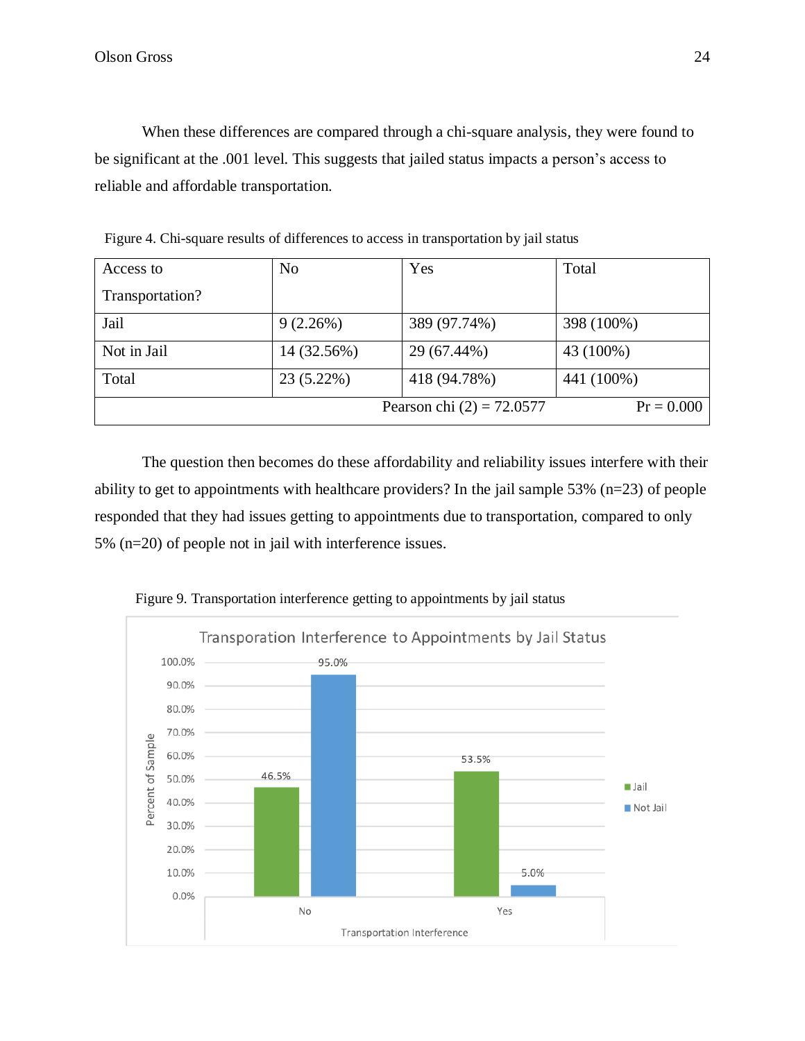When these differences are compared through a chi-square analysis, they were found to be significant at the .001 level. This suggests that jailed status impacts a person's access to reliable and affordable transportation.

Figure 4. Chi-square results of differences to access in transportation by jail status

| Access to Transportation? | No | Yes | Total |
|---|---|---|---|
| Jail | 9 (2.26%) | 389 (97.74%) | 398 (100%) |
| Not in Jail | 14 (32.56%) | 29 (67.44%) | 43 (100%) |
| Total | 23 (5.22%) | 418 (94.78%) | 441 (100%) |
| | | Pearson chi (2) = 72.0577 | Pr = 0.000 |

The question then becomes do these affordability and reliability issues interfere with their ability to get to appointments with healthcare providers? In the jail sample 53% (n=23) of people responded that they had issues getting to appointments due to transportation, compared to only 5% (n=20) of people not in jail with interference issues.

Figure 9. Transportation interference getting to appointments by jail status

Transporation Interference to Appointments by Jail Status

| Transportation Interference | Jail | Not Jail |
|---|---|---|
| No | 46.5% | 95.0% |
| Yes | 53.5% | 5.0% |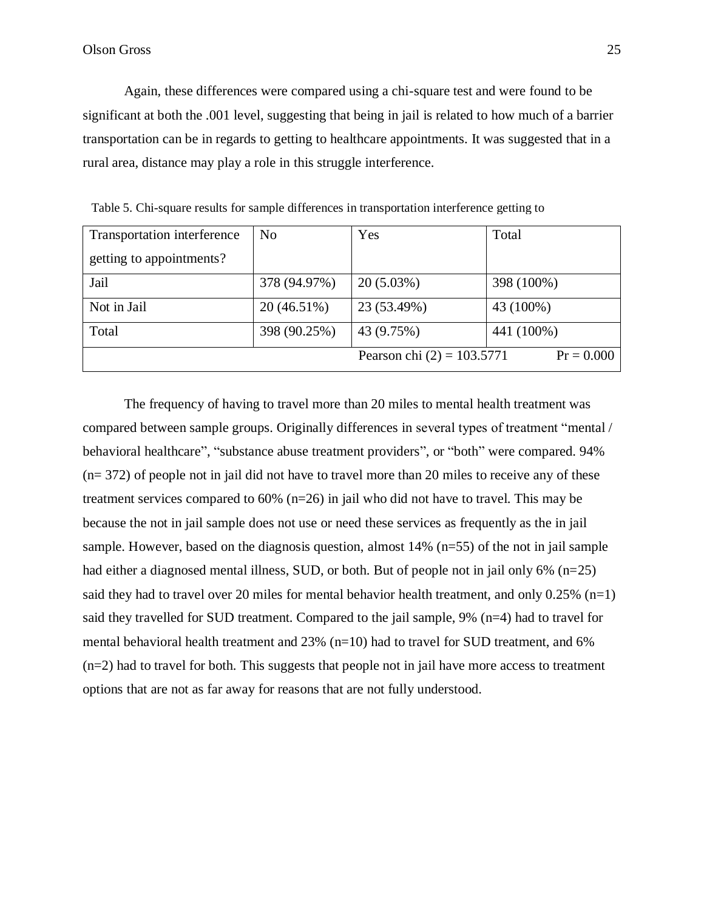Again, these differences were compared using a chi-square test and were found to be significant at both the .001 level, suggesting that being in jail is related to how much of a barrier transportation can be in regards to getting to healthcare appointments. It was suggested that in a rural area, distance may play a role in this struggle interference.

Table 5. Chi-square results for sample differences in transportation interference getting to

| Transportation interference getting to appointments? | No | Yes | Total |
|---|---|---|---|
| Jail | 378 (94.97%) | 20 (5.03%) | 398 (100%) |
| Not in Jail | 20 (46.51%) | 23 (53.49%) | 43 (100%) |
| Total | 398 (90.25%) | 43 (9.75%) | 441 (100%) |
| | | Pearson chi (2) = 103.5771 | Pr = 0.000 |

The frequency of having to travel more than 20 miles to mental health treatment was compared between sample groups. Originally differences in several types of treatment "mental / behavioral healthcare", "substance abuse treatment providers", or "both" were compared. 94% (n= 372) of people not in jail did not have to travel more than 20 miles to receive any of these treatment services compared to 60% (n=26) in jail who did not have to travel. This may be because the not in jail sample does not use or need these services as frequently as the in jail sample. However, based on the diagnosis question, almost 14% (n=55) of the not in jail sample had either a diagnosed mental illness, SUD, or both. But of people not in jail only 6% (n=25) said they had to travel over 20 miles for mental behavior health treatment, and only 0.25% (n=1) said they travelled for SUD treatment. Compared to the jail sample, 9% (n=4) had to travel for mental behavioral health treatment and 23% (n=10) had to travel for SUD treatment, and 6% (n=2) had to travel for both. This suggests that people not in jail have more access to treatment options that are not as far away for reasons that are not fully understood.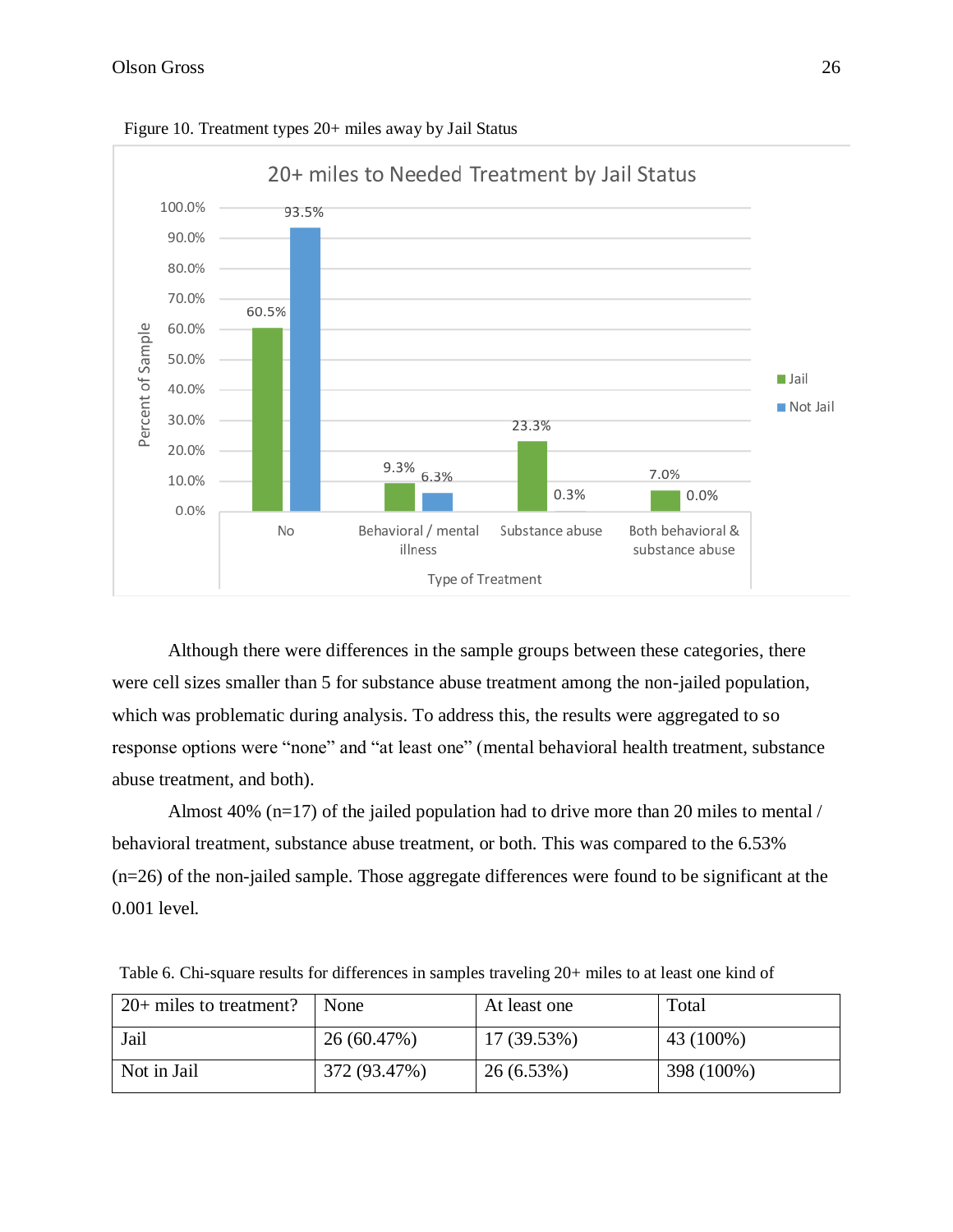Figure 10. Treatment types 20+ miles away by Jail Status

Although there were differences in the sample groups between these categories, there were cell sizes smaller than 5 for substance abuse treatment among the non-jailed population, which was problematic during analysis. To address this, the results were aggregated to so response options were "none" and "at least one" (mental behavioral health treatment, substance abuse treatment, and both).

Almost 40% (n=17) of the jailed population had to drive more than 20 miles to mental / behavioral treatment, substance abuse treatment, or both. This was compared to the 6.53% (n=26) of the non-jailed sample. Those aggregate differences were found to be significant at the 0.001 level.

Table 6. Chi-square results for differences in samples traveling 20+ miles to at least one kind of

| 20+ miles to treatment? | None | At least one | Total |
|---|---|---|---|
| Jail | 26 (60.47%) | 17 (39.53%) | 43 (100%) |
| Not in Jail | 372 (93.47%) | 26 (6.53%) | 398 (100%) |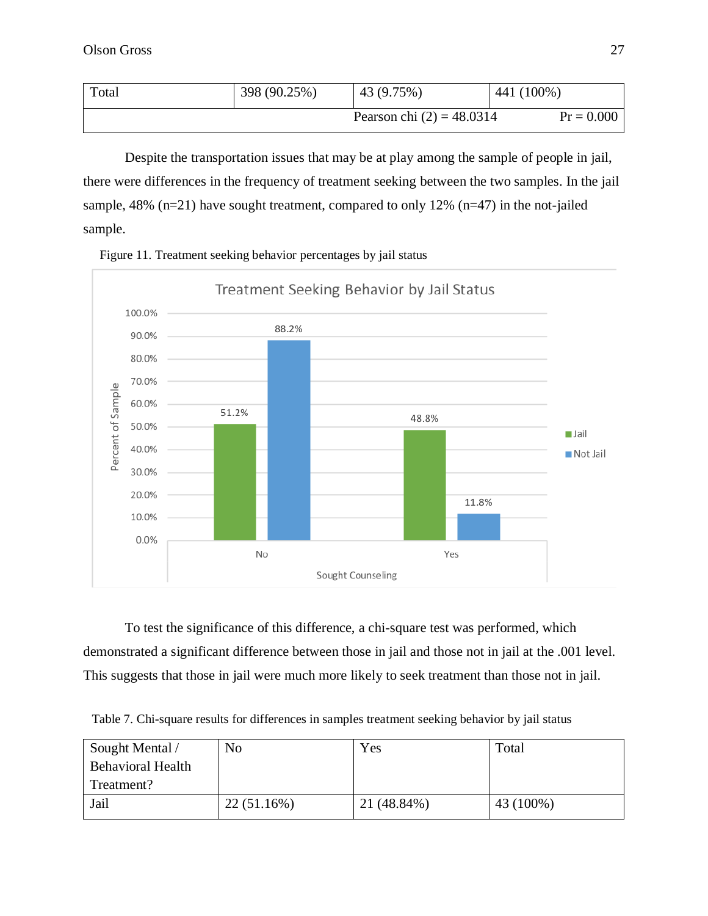| Total | 398 (90.25%) | 43 (9.75%) | 441 (100%) |
|---|---|---|---|
| | | Pearson chi (2) = 48.0314 | Pr = 0.000 |

Despite the transportation issues that may be at play among the sample of people in jail, there were differences in the frequency of treatment seeking between the two samples. In the jail sample, 48% (n=21) have sought treatment, compared to only 12% (n=47) in the not-jailed sample.

Figure 11. Treatment seeking behavior percentages by jail status

To test the significance of this difference, a chi-square test was performed, which demonstrated a significant difference between those in jail and those not in jail at the .001 level. This suggests that those in jail were much more likely to seek treatment than those not in jail.

Table 7. Chi-square results for differences in samples treatment seeking behavior by jail status

| Sought Mental / Behavioral Health Treatment? | No | Yes | Total |
|---|---|---|---|
| Jail | 22 (51.16%) | 21 (48.84%) | 43 (100%) |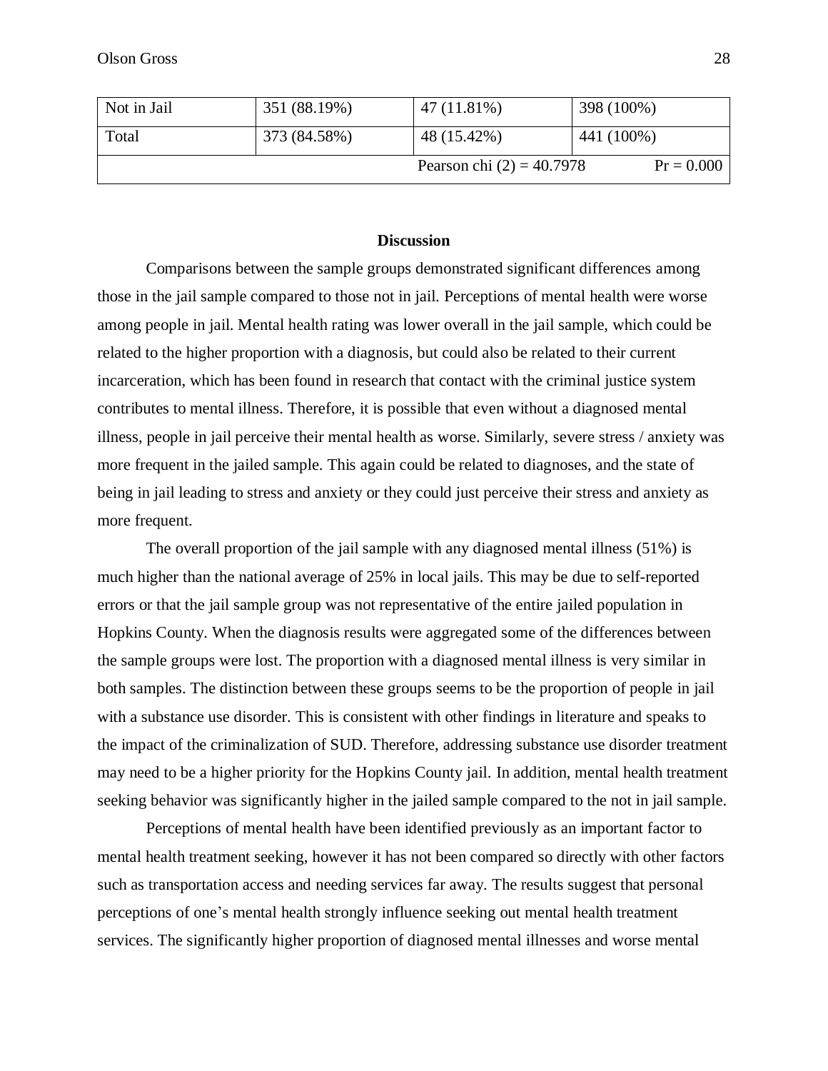| Not in Jail | 351 (88.19%) | 47 (11.81%) | 398 (100%) |
| --- | --- | --- | --- |
| Total | 373 (84.58%) | 48 (15.42%) | 441 (100%) |
| | | Pearson chi (2) = 40.7978 | Pr = 0.000 |

## Discussion

Comparisons between the sample groups demonstrated significant differences among those in the jail sample compared to those not in jail. Perceptions of mental health were worse among people in jail. Mental health rating was lower overall in the jail sample, which could be related to the higher proportion with a diagnosis, but could also be related to their current incarceration, which has been found in research that contact with the criminal justice system contributes to mental illness. Therefore, it is possible that even without a diagnosed mental illness, people in jail perceive their mental health as worse. Similarly, severe stress / anxiety was more frequent in the jailed sample. This again could be related to diagnoses, and the state of being in jail leading to stress and anxiety or they could just perceive their stress and anxiety as more frequent.

The overall proportion of the jail sample with any diagnosed mental illness (51%) is much higher than the national average of 25% in local jails. This may be due to self-reported errors or that the jail sample group was not representative of the entire jailed population in Hopkins County. When the diagnosis results were aggregated some of the differences between the sample groups were lost. The proportion with a diagnosed mental illness is very similar in both samples. The distinction between these groups seems to be the proportion of people in jail with a substance use disorder. This is consistent with other findings in literature and speaks to the impact of the criminalization of SUD. Therefore, addressing substance use disorder treatment may need to be a higher priority for the Hopkins County jail. In addition, mental health treatment seeking behavior was significantly higher in the jailed sample compared to the not in jail sample.

Perceptions of mental health have been identified previously as an important factor to mental health treatment seeking, however it has not been compared so directly with other factors such as transportation access and needing services far away. The results suggest that personal perceptions of one's mental health strongly influence seeking out mental health treatment services. The significantly higher proportion of diagnosed mental illnesses and worse mental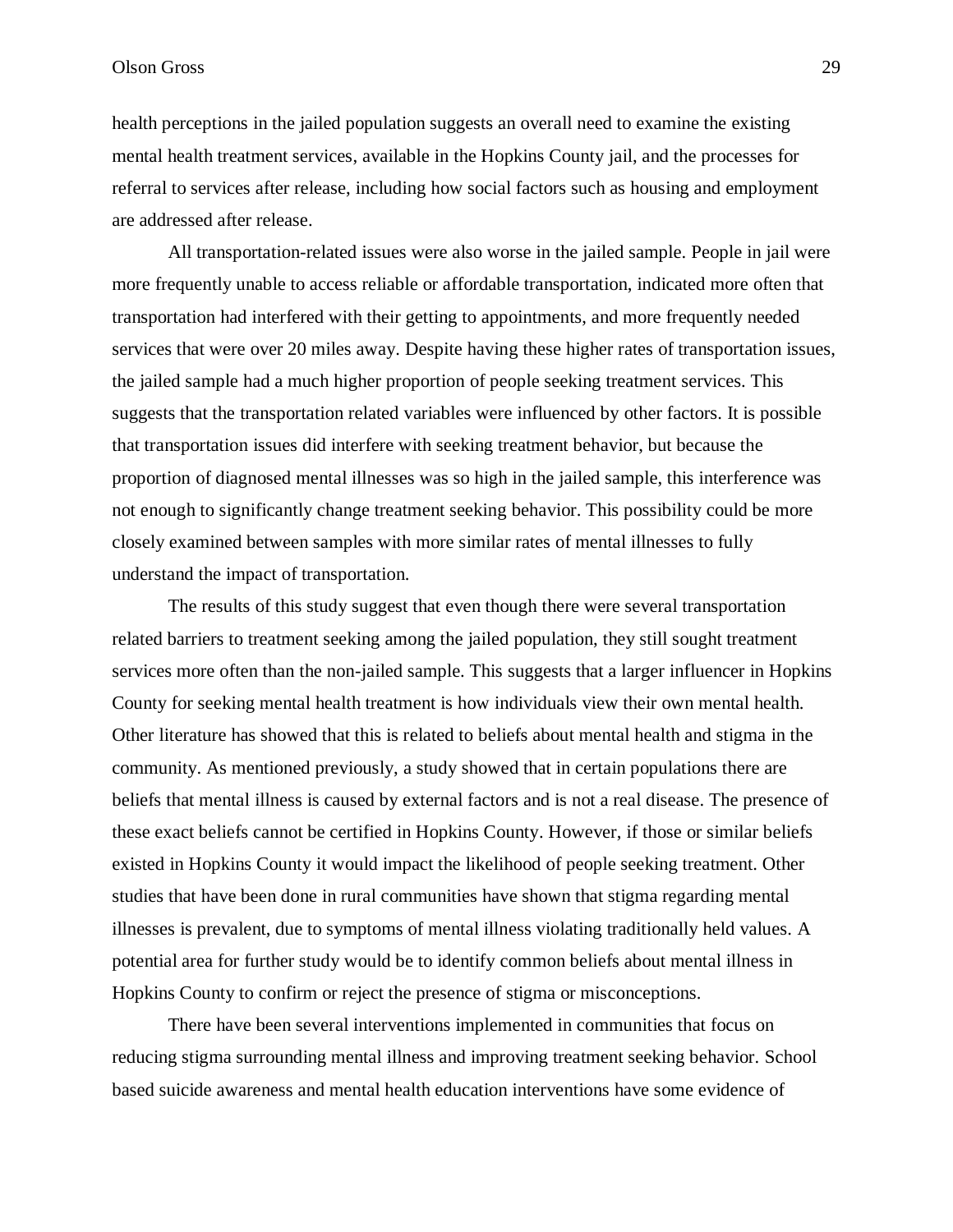health perceptions in the jailed population suggests an overall need to examine the existing mental health treatment services, available in the Hopkins County jail, and the processes for referral to services after release, including how social factors such as housing and employment are addressed after release.

All transportation-related issues were also worse in the jailed sample. People in jail were more frequently unable to access reliable or affordable transportation, indicated more often that transportation had interfered with their getting to appointments, and more frequently needed services that were over 20 miles away. Despite having these higher rates of transportation issues, the jailed sample had a much higher proportion of people seeking treatment services. This suggests that the transportation related variables were influenced by other factors. It is possible that transportation issues did interfere with seeking treatment behavior, but because the proportion of diagnosed mental illnesses was so high in the jailed sample, this interference was not enough to significantly change treatment seeking behavior. This possibility could be more closely examined between samples with more similar rates of mental illnesses to fully understand the impact of transportation.

The results of this study suggest that even though there were several transportation related barriers to treatment seeking among the jailed population, they still sought treatment services more often than the non-jailed sample. This suggests that a larger influencer in Hopkins County for seeking mental health treatment is how individuals view their own mental health. Other literature has showed that this is related to beliefs about mental health and stigma in the community. As mentioned previously, a study showed that in certain populations there are beliefs that mental illness is caused by external factors and is not a real disease. The presence of these exact beliefs cannot be certified in Hopkins County. However, if those or similar beliefs existed in Hopkins County it would impact the likelihood of people seeking treatment. Other studies that have been done in rural communities have shown that stigma regarding mental illnesses is prevalent, due to symptoms of mental illness violating traditionally held values. A potential area for further study would be to identify common beliefs about mental illness in Hopkins County to confirm or reject the presence of stigma or misconceptions.

There have been several interventions implemented in communities that focus on reducing stigma surrounding mental illness and improving treatment seeking behavior. School based suicide awareness and mental health education interventions have some evidence of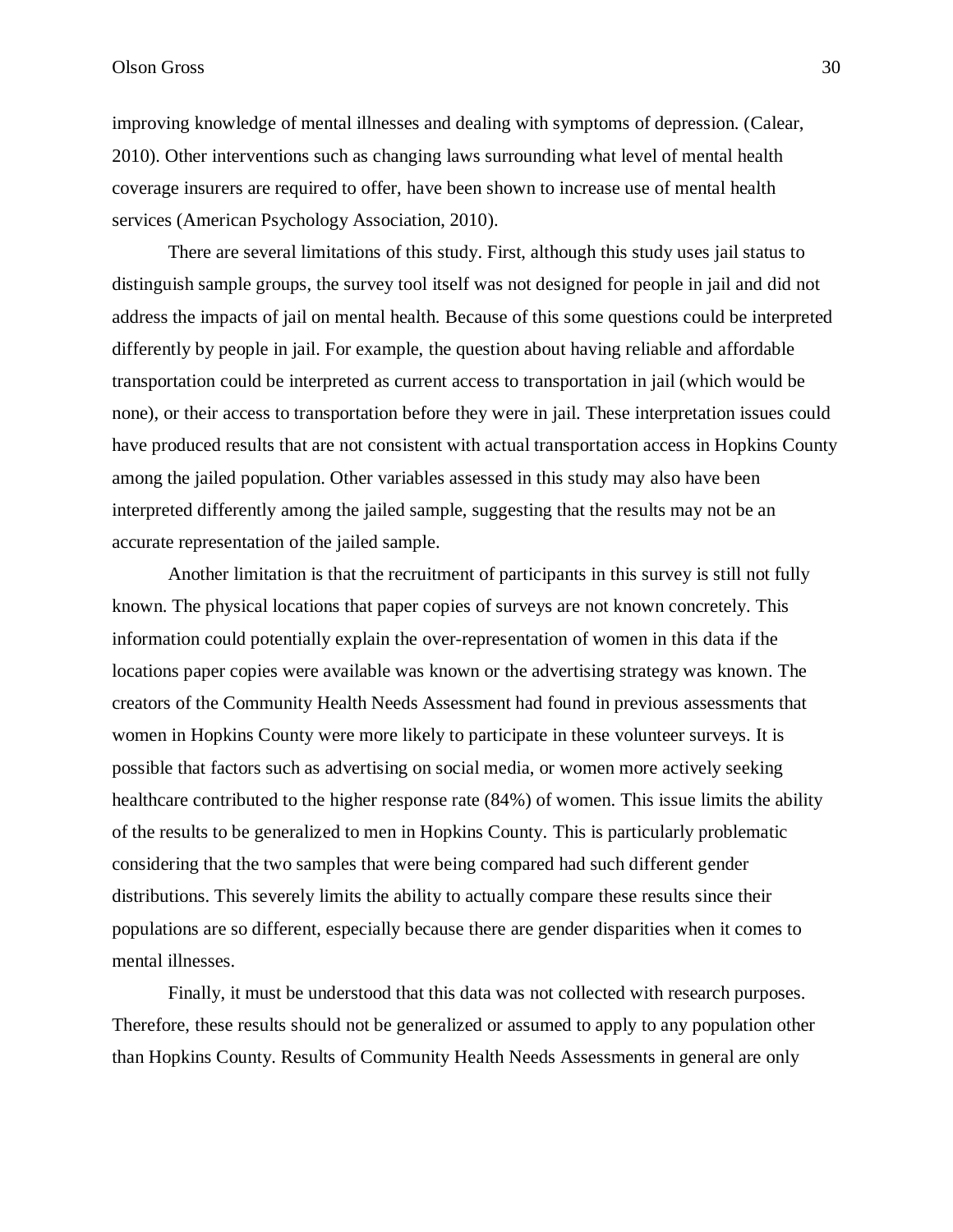improving knowledge of mental illnesses and dealing with symptoms of depression. (Calear, 2010). Other interventions such as changing laws surrounding what level of mental health coverage insurers are required to offer, have been shown to increase use of mental health services (American Psychology Association, 2010).

There are several limitations of this study. First, although this study uses jail status to distinguish sample groups, the survey tool itself was not designed for people in jail and did not address the impacts of jail on mental health. Because of this some questions could be interpreted differently by people in jail. For example, the question about having reliable and affordable transportation could be interpreted as current access to transportation in jail (which would be none), or their access to transportation before they were in jail. These interpretation issues could have produced results that are not consistent with actual transportation access in Hopkins County among the jailed population. Other variables assessed in this study may also have been interpreted differently among the jailed sample, suggesting that the results may not be an accurate representation of the jailed sample.

Another limitation is that the recruitment of participants in this survey is still not fully known. The physical locations that paper copies of surveys are not known concretely. This information could potentially explain the over-representation of women in this data if the locations paper copies were available was known or the advertising strategy was known. The creators of the Community Health Needs Assessment had found in previous assessments that women in Hopkins County were more likely to participate in these volunteer surveys. It is possible that factors such as advertising on social media, or women more actively seeking healthcare contributed to the higher response rate (84%) of women. This issue limits the ability of the results to be generalized to men in Hopkins County. This is particularly problematic considering that the two samples that were being compared had such different gender distributions. This severely limits the ability to actually compare these results since their populations are so different, especially because there are gender disparities when it comes to mental illnesses.

Finally, it must be understood that this data was not collected with research purposes. Therefore, these results should not be generalized or assumed to apply to any population other than Hopkins County. Results of Community Health Needs Assessments in general are only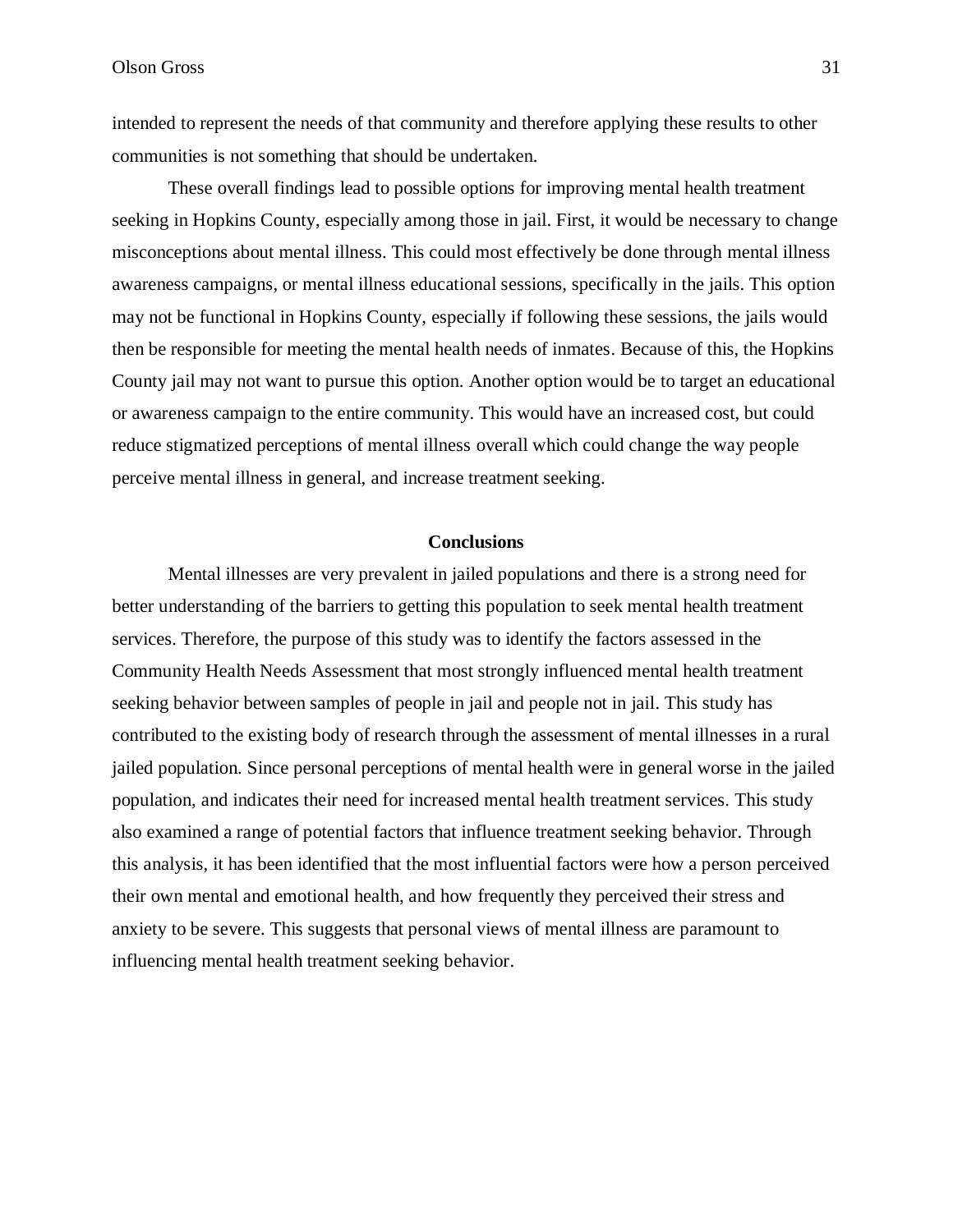intended to represent the needs of that community and therefore applying these results to other communities is not something that should be undertaken.

These overall findings lead to possible options for improving mental health treatment seeking in Hopkins County, especially among those in jail. First, it would be necessary to change misconceptions about mental illness. This could most effectively be done through mental illness awareness campaigns, or mental illness educational sessions, specifically in the jails. This option may not be functional in Hopkins County, especially if following these sessions, the jails would then be responsible for meeting the mental health needs of inmates. Because of this, the Hopkins County jail may not want to pursue this option. Another option would be to target an educational or awareness campaign to the entire community. This would have an increased cost, but could reduce stigmatized perceptions of mental illness overall which could change the way people perceive mental illness in general, and increase treatment seeking.

## Conclusions

Mental illnesses are very prevalent in jailed populations and there is a strong need for better understanding of the barriers to getting this population to seek mental health treatment services. Therefore, the purpose of this study was to identify the factors assessed in the Community Health Needs Assessment that most strongly influenced mental health treatment seeking behavior between samples of people in jail and people not in jail. This study has contributed to the existing body of research through the assessment of mental illnesses in a rural jailed population. Since personal perceptions of mental health were in general worse in the jailed population, and indicates their need for increased mental health treatment services. This study also examined a range of potential factors that influence treatment seeking behavior. Through this analysis, it has been identified that the most influential factors were how a person perceived their own mental and emotional health, and how frequently they perceived their stress and anxiety to be severe. This suggests that personal views of mental illness are paramount to influencing mental health treatment seeking behavior.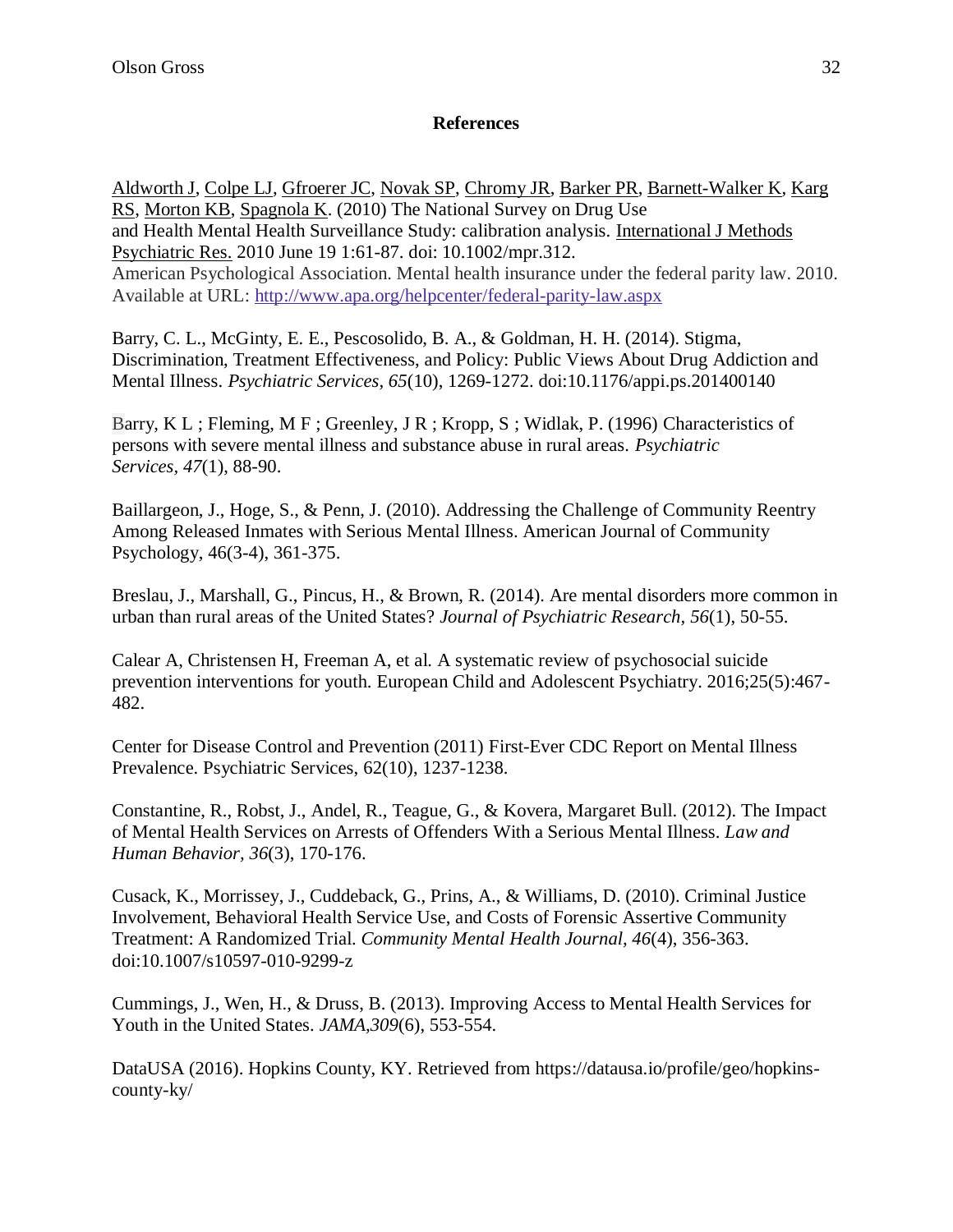**References**

Aldworth J, Colpe LJ, Gfroerer JC, Novak SP, Chromy JR, Barker PR, Barnett-Walker K, Karg RS, Morton KB, Spagnola K. (2010) The National Survey on Drug Use and Health Mental Health Surveillance Study: calibration analysis. International J Methods Psychiatric Res. 2010 June 19 1:61-87. doi: 10.1002/mpr.312.
American Psychological Association. Mental health insurance under the federal parity law. 2010. Available at URL: http://www.apa.org/helpcenter/federal-parity-law.aspx

Barry, C. L., McGinty, E. E., Pescosolido, B. A., & Goldman, H. H. (2014). Stigma, Discrimination, Treatment Effectiveness, and Policy: Public Views About Drug Addiction and Mental Illness. *Psychiatric Services, 65*(10), 1269-1272. doi:10.1176/appi.ps.201400140

Barry, K L ; Fleming, M F ; Greenley, J R ; Kropp, S ; Widlak, P. (1996) Characteristics of persons with severe mental illness and substance abuse in rural areas. *Psychiatric Services, 47*(1), 88-90.

Baillargeon, J., Hoge, S., & Penn, J. (2010). Addressing the Challenge of Community Reentry Among Released Inmates with Serious Mental Illness. American Journal of Community Psychology, 46(3-4), 361-375.

Breslau, J., Marshall, G., Pincus, H., & Brown, R. (2014). Are mental disorders more common in urban than rural areas of the United States? *Journal of Psychiatric Research, 56*(1), 50-55.

Calear A, Christensen H, Freeman A, et al. A systematic review of psychosocial suicide prevention interventions for youth. European Child and Adolescent Psychiatry. 2016;25(5):467-482.

Center for Disease Control and Prevention (2011) First-Ever CDC Report on Mental Illness Prevalence. Psychiatric Services, 62(10), 1237-1238.

Constantine, R., Robst, J., Andel, R., Teague, G., & Kovera, Margaret Bull. (2012). The Impact of Mental Health Services on Arrests of Offenders With a Serious Mental Illness. *Law and Human Behavior, 36*(3), 170-176.

Cusack, K., Morrissey, J., Cuddeback, G., Prins, A., & Williams, D. (2010). Criminal Justice Involvement, Behavioral Health Service Use, and Costs of Forensic Assertive Community Treatment: A Randomized Trial. *Community Mental Health Journal, 46*(4), 356-363. doi:10.1007/s10597-010-9299-z

Cummings, J., Wen, H., & Druss, B. (2013). Improving Access to Mental Health Services for Youth in the United States. *JAMA,309*(6), 553-554.

DataUSA (2016). Hopkins County, KY. Retrieved from https://datausa.io/profile/geo/hopkins-county-ky/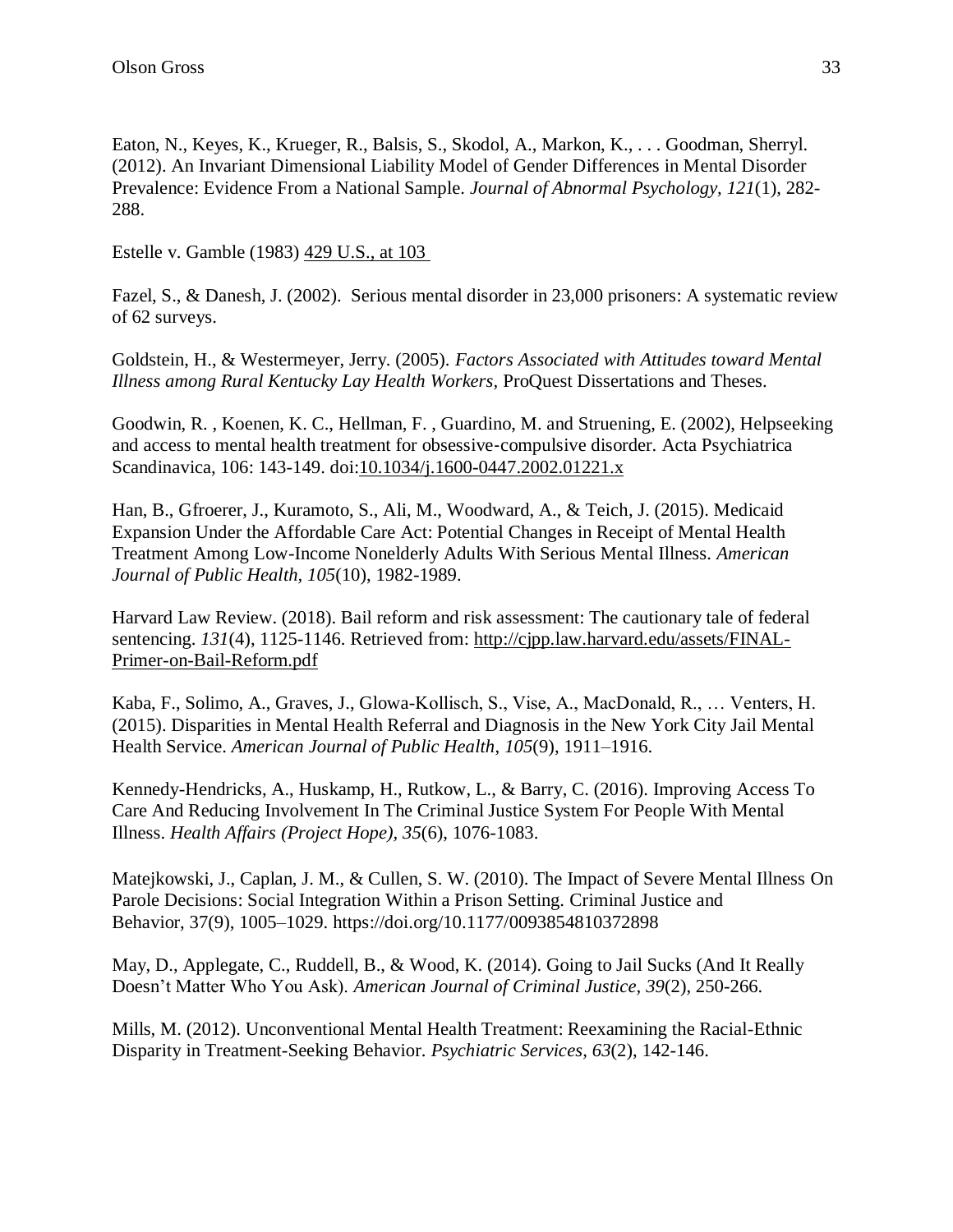Eaton, N., Keyes, K., Krueger, R., Balsis, S., Skodol, A., Markon, K., . . . Goodman, Sherryl. (2012). An Invariant Dimensional Liability Model of Gender Differences in Mental Disorder Prevalence: Evidence From a National Sample. *Journal of Abnormal Psychology*, *121*(1), 282-288.

Estelle v. Gamble (1983) 429 U.S., at 103

Fazel, S., & Danesh, J. (2002). Serious mental disorder in 23,000 prisoners: A systematic review of 62 surveys.

Goldstein, H., & Westermeyer, Jerry. (2005). *Factors Associated with Attitudes toward Mental Illness among Rural Kentucky Lay Health Workers*, ProQuest Dissertations and Theses.

Goodwin, R. , Koenen, K. C., Hellman, F. , Guardino, M. and Struening, E. (2002), Helpseeking and access to mental health treatment for obsessive‐compulsive disorder. Acta Psychiatrica Scandinavica, 106: 143-149. doi:10.1034/j.1600-0447.2002.01221.x

Han, B., Gfroerer, J., Kuramoto, S., Ali, M., Woodward, A., & Teich, J. (2015). Medicaid Expansion Under the Affordable Care Act: Potential Changes in Receipt of Mental Health Treatment Among Low-Income Nonelderly Adults With Serious Mental Illness. *American Journal of Public Health*, *105*(10), 1982-1989.

Harvard Law Review. (2018). Bail reform and risk assessment: The cautionary tale of federal sentencing. *131*(4), 1125-1146. Retrieved from: http://cjpp.law.harvard.edu/assets/FINAL-Primer-on-Bail-Reform.pdf

Kaba, F., Solimo, A., Graves, J., Glowa-Kollisch, S., Vise, A., MacDonald, R., … Venters, H. (2015). Disparities in Mental Health Referral and Diagnosis in the New York City Jail Mental Health Service. *American Journal of Public Health*, *105*(9), 1911–1916.

Kennedy-Hendricks, A., Huskamp, H., Rutkow, L., & Barry, C. (2016). Improving Access To Care And Reducing Involvement In The Criminal Justice System For People With Mental Illness. *Health Affairs (Project Hope)*, *35*(6), 1076-1083.

Matejkowski, J., Caplan, J. M., & Cullen, S. W. (2010). The Impact of Severe Mental Illness On Parole Decisions: Social Integration Within a Prison Setting. Criminal Justice and Behavior, 37(9), 1005–1029. https://doi.org/10.1177/0093854810372898

May, D., Applegate, C., Ruddell, B., & Wood, K. (2014). Going to Jail Sucks (And It Really Doesn't Matter Who You Ask). *American Journal of Criminal Justice*, *39*(2), 250-266.

Mills, M. (2012). Unconventional Mental Health Treatment: Reexamining the Racial-Ethnic Disparity in Treatment-Seeking Behavior. *Psychiatric Services*, *63*(2), 142-146.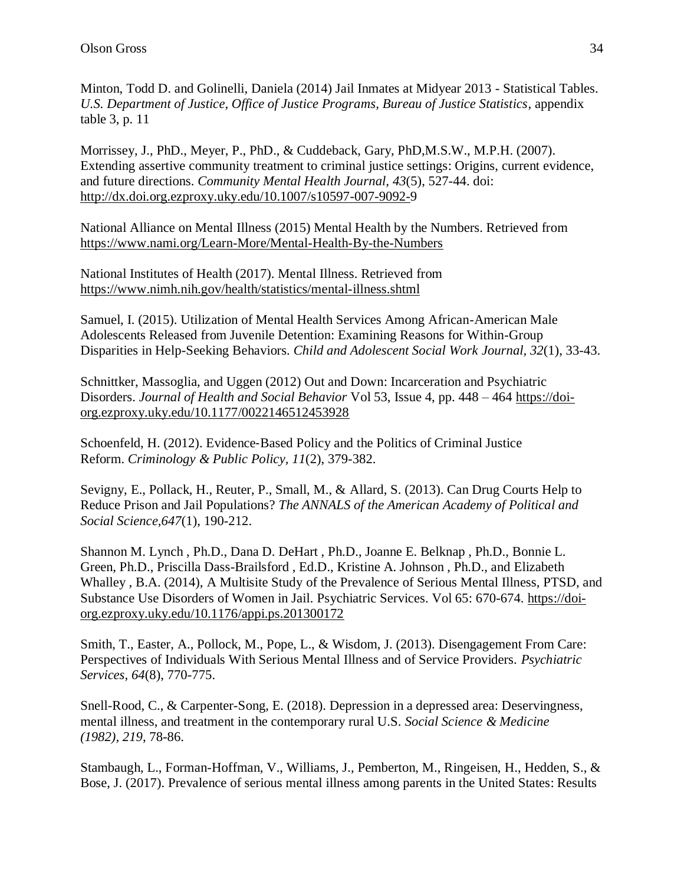Minton, Todd D. and Golinelli, Daniela (2014) Jail Inmates at Midyear 2013 - Statistical Tables. *U.S. Department of Justice, Office of Justice Programs, Bureau of Justice Statistics*, appendix table 3, p. 11

Morrissey, J., PhD., Meyer, P., PhD., & Cuddeback, Gary, PhD,M.S.W., M.P.H. (2007). Extending assertive community treatment to criminal justice settings: Origins, current evidence, and future directions. *Community Mental Health Journal, 43*(5), 527-44. doi: http://dx.doi.org.ezproxy.uky.edu/10.1007/s10597-007-9092-9

National Alliance on Mental Illness (2015) Mental Health by the Numbers. Retrieved from https://www.nami.org/Learn-More/Mental-Health-By-the-Numbers

National Institutes of Health (2017). Mental Illness. Retrieved from https://www.nimh.nih.gov/health/statistics/mental-illness.shtml

Samuel, I. (2015). Utilization of Mental Health Services Among African-American Male Adolescents Released from Juvenile Detention: Examining Reasons for Within-Group Disparities in Help-Seeking Behaviors. *Child and Adolescent Social Work Journal, 32*(1), 33-43.

Schnittker, Massoglia, and Uggen (2012) Out and Down: Incarceration and Psychiatric Disorders. *Journal of Health and Social Behavior* Vol 53, Issue 4, pp. 448 – 464 https://doi-org.ezproxy.uky.edu/10.1177/0022146512453928

Schoenfeld, H. (2012). Evidence-Based Policy and the Politics of Criminal Justice Reform. *Criminology & Public Policy, 11*(2), 379-382.

Sevigny, E., Pollack, H., Reuter, P., Small, M., & Allard, S. (2013). Can Drug Courts Help to Reduce Prison and Jail Populations? *The ANNALS of the American Academy of Political and Social Science,647*(1), 190-212.

Shannon M. Lynch , Ph.D., Dana D. DeHart , Ph.D., Joanne E. Belknap , Ph.D., Bonnie L. Green, Ph.D., Priscilla Dass-Brailsford , Ed.D., Kristine A. Johnson , Ph.D., and Elizabeth Whalley , B.A. (2014), A Multisite Study of the Prevalence of Serious Mental Illness, PTSD, and Substance Use Disorders of Women in Jail. Psychiatric Services. Vol 65: 670-674. https://doi-org.ezproxy.uky.edu/10.1176/appi.ps.201300172

Smith, T., Easter, A., Pollock, M., Pope, L., & Wisdom, J. (2013). Disengagement From Care: Perspectives of Individuals With Serious Mental Illness and of Service Providers. *Psychiatric Services, 64*(8), 770-775.

Snell-Rood, C., & Carpenter-Song, E. (2018). Depression in a depressed area: Deservingness, mental illness, and treatment in the contemporary rural U.S. *Social Science & Medicine (1982), 219*, 78-86.

Stambaugh, L., Forman-Hoffman, V., Williams, J., Pemberton, M., Ringeisen, H., Hedden, S., & Bose, J. (2017). Prevalence of serious mental illness among parents in the United States: Results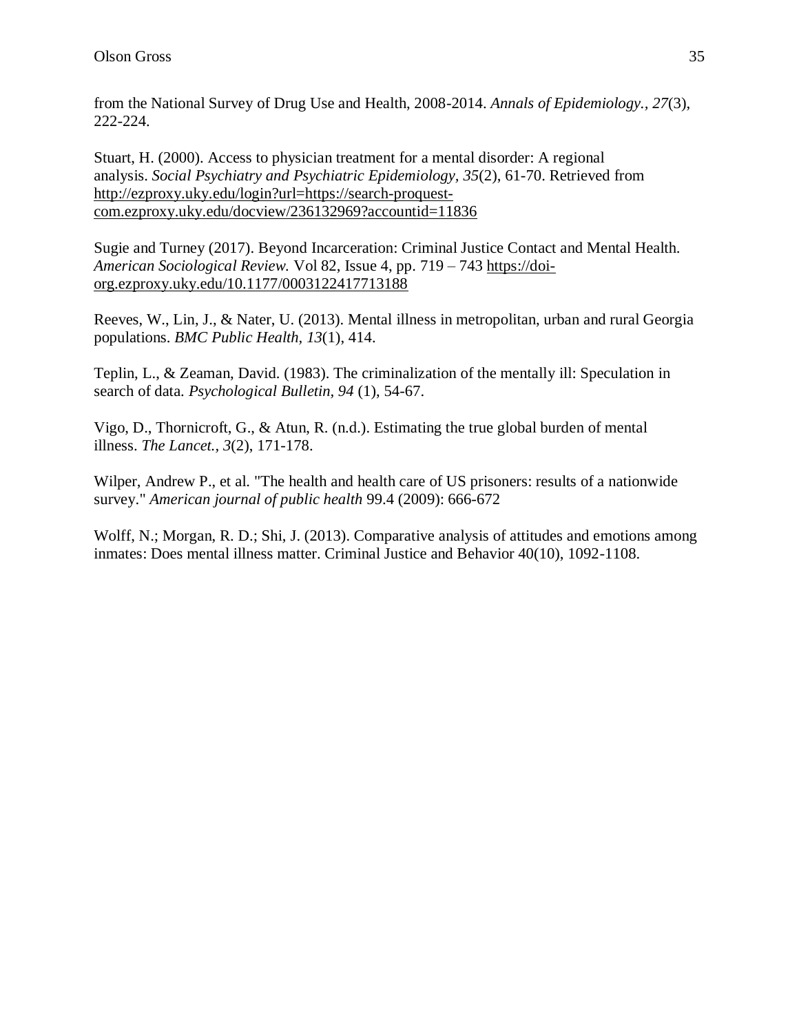from the National Survey of Drug Use and Health, 2008-2014. *Annals of Epidemiology.*, *27*(3), 222-224.

Stuart, H. (2000). Access to physician treatment for a mental disorder: A regional analysis. *Social Psychiatry and Psychiatric Epidemiology*, *35*(2), 61-70. Retrieved from http://ezproxy.uky.edu/login?url=https://search-proquest-com.ezproxy.uky.edu/docview/236132969?accountid=11836

Sugie and Turney (2017). Beyond Incarceration: Criminal Justice Contact and Mental Health. *American Sociological Review.* Vol 82, Issue 4, pp. 719 – 743 https://doi-org.ezproxy.uky.edu/10.1177/0003122417713188

Reeves, W., Lin, J., & Nater, U. (2013). Mental illness in metropolitan, urban and rural Georgia populations. *BMC Public Health*, *13*(1), 414.

Teplin, L., & Zeaman, David. (1983). The criminalization of the mentally ill: Speculation in search of data. *Psychological Bulletin, 94* (1), 54-67.

Vigo, D., Thornicroft, G., & Atun, R. (n.d.). Estimating the true global burden of mental illness. *The Lancet.*, *3*(2), 171-178.

Wilper, Andrew P., et al. "The health and health care of US prisoners: results of a nationwide survey." *American journal of public health* 99.4 (2009): 666-672

Wolff, N.; Morgan, R. D.; Shi, J. (2013). Comparative analysis of attitudes and emotions among inmates: Does mental illness matter. Criminal Justice and Behavior 40(10), 1092-1108.